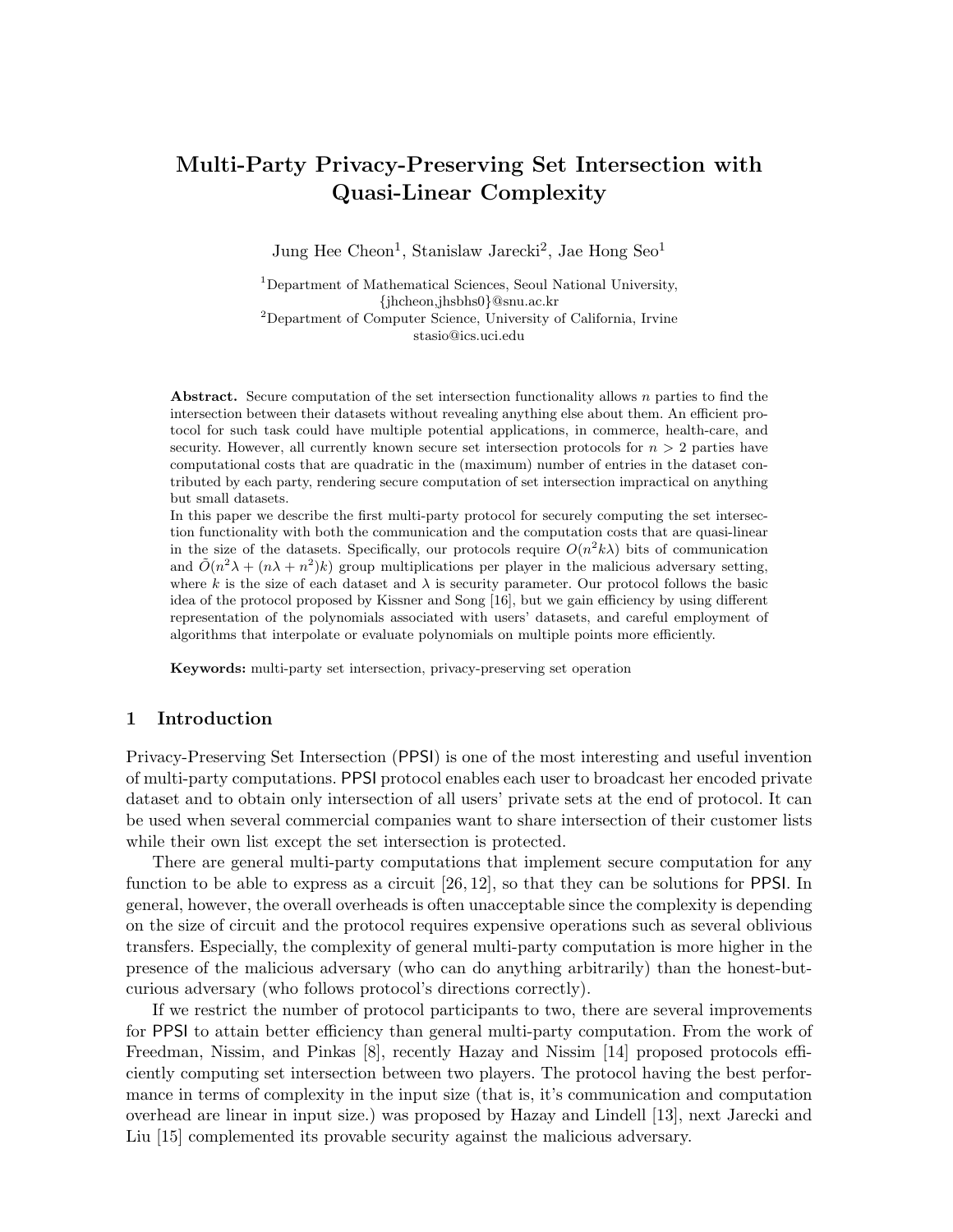# Multi-Party Privacy-Preserving Set Intersection with Quasi-Linear Complexity

Jung Hee Cheon[1], Stanislaw Jarecki[2], Jae Hong Seo[1]

[1]Department of Mathematical Sciences, Seoul National University,
{jhcheon,jhsbhs0}@snu.ac.kr
[2]Department of Computer Science, University of California, Irvine
stasio@ics.uci.edu

**Abstract.** Secure computation of the set intersection functionality allows $n$ parties to find the intersection between their datasets without revealing anything else about them. An efficient protocol for such task could have multiple potential applications, in commerce, health-care, and security. However, all currently known secure set intersection protocols for $n > 2$ parties have computational costs that are quadratic in the (maximum) number of entries in the dataset contributed by each party, rendering secure computation of set intersection impractical on anything but small datasets.
In this paper we describe the first multi-party protocol for securely computing the set intersection functionality with both the communication and the computation costs that are quasi-linear in the size of the datasets. Specifically, our protocols require $O(n^2 k\lambda)$ bits of communication and $\tilde{O}(n^2\lambda + (n\lambda + n^2)k)$ group multiplications per player in the malicious adversary setting, where $k$ is the size of each dataset and $\lambda$ is security parameter. Our protocol follows the basic idea of the protocol proposed by Kissner and Song [16], but we gain efficiency by using different representation of the polynomials associated with users' datasets, and careful employment of algorithms that interpolate or evaluate polynomials on multiple points more efficiently.

**Keywords:** multi-party set intersection, privacy-preserving set operation

## 1 Introduction

Privacy-Preserving Set Intersection (PPSI) is one of the most interesting and useful invention of multi-party computations. PPSI protocol enables each user to broadcast her encoded private dataset and to obtain only intersection of all users' private sets at the end of protocol. It can be used when several commercial companies want to share intersection of their customer lists while their own list except the set intersection is protected.

There are general multi-party computations that implement secure computation for any function to be able to express as a circuit [26, 12], so that they can be solutions for PPSI. In general, however, the overall overheads is often unacceptable since the complexity is depending on the size of circuit and the protocol requires expensive operations such as several oblivious transfers. Especially, the complexity of general multi-party computation is more higher in the presence of the malicious adversary (who can do anything arbitrarily) than the honest-but-curious adversary (who follows protocol's directions correctly).

If we restrict the number of protocol participants to two, there are several improvements for PPSI to attain better efficiency than general multi-party computation. From the work of Freedman, Nissim, and Pinkas [8], recently Hazay and Nissim [14] proposed protocols efficiently computing set intersection between two players. The protocol having the best performance in terms of complexity in the input size (that is, it's communication and computation overhead are linear in input size.) was proposed by Hazay and Lindell [13], next Jarecki and Liu [15] complemented its provable security against the malicious adversary.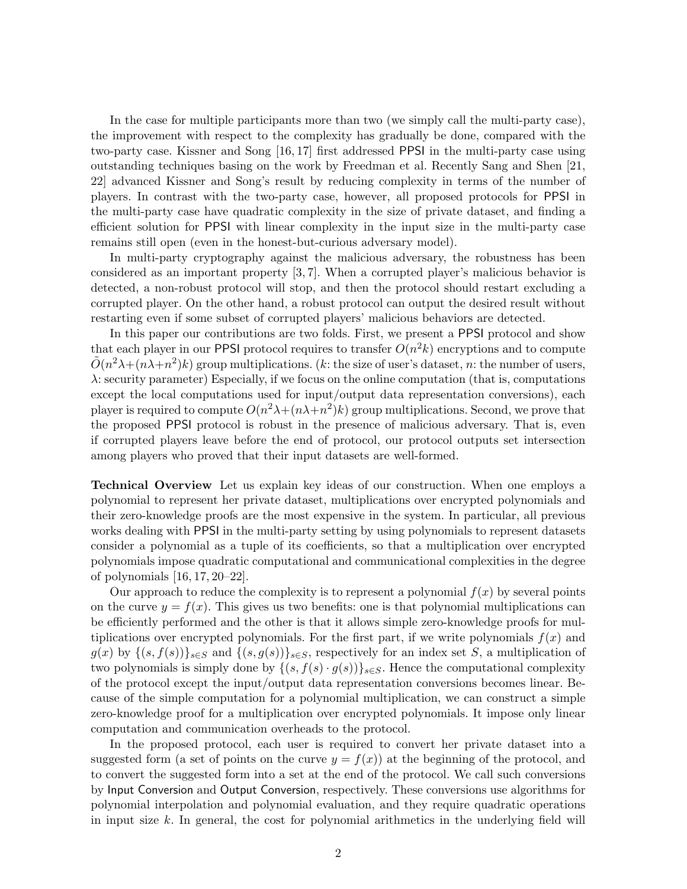In the case for multiple participants more than two (we simply call the multi-party case), the improvement with respect to the complexity has gradually be done, compared with the two-party case. Kissner and Song [16, 17] first addressed PPSI in the multi-party case using outstanding techniques basing on the work by Freedman et al. Recently Sang and Shen [21, 22] advanced Kissner and Song's result by reducing complexity in terms of the number of players. In contrast with the two-party case, however, all proposed protocols for PPSI in the multi-party case have quadratic complexity in the size of private dataset, and finding a efficient solution for PPSI with linear complexity in the input size in the multi-party case remains still open (even in the honest-but-curious adversary model).

In multi-party cryptography against the malicious adversary, the robustness has been considered as an important property [3, 7]. When a corrupted player's malicious behavior is detected, a non-robust protocol will stop, and then the protocol should restart excluding a corrupted player. On the other hand, a robust protocol can output the desired result without restarting even if some subset of corrupted players' malicious behaviors are detected.

In this paper our contributions are two folds. First, we present a PPSI protocol and show that each player in our PPSI protocol requires to transfer $O(n^2k)$ encryptions and to compute $\tilde{O}(n^2\lambda+(n\lambda+n^2)k)$ group multiplications. ($k$: the size of user's dataset, $n$: the number of users, $\lambda$: security parameter) Especially, if we focus on the online computation (that is, computations except the local computations used for input/output data representation conversions), each player is required to compute $O(n^2\lambda+(n\lambda+n^2)k)$ group multiplications. Second, we prove that the proposed PPSI protocol is robust in the presence of malicious adversary. That is, even if corrupted players leave before the end of protocol, our protocol outputs set intersection among players who proved that their input datasets are well-formed.

**Technical Overview** Let us explain key ideas of our construction. When one employs a polynomial to represent her private dataset, multiplications over encrypted polynomials and their zero-knowledge proofs are the most expensive in the system. In particular, all previous works dealing with PPSI in the multi-party setting by using polynomials to represent datasets consider a polynomial as a tuple of its coefficients, so that a multiplication over encrypted polynomials impose quadratic computational and communicational complexities in the degree of polynomials [16, 17, 20–22].

Our approach to reduce the complexity is to represent a polynomial $f(x)$ by several points on the curve $y = f(x)$. This gives us two benefits: one is that polynomial multiplications can be efficiently performed and the other is that it allows simple zero-knowledge proofs for multiplications over encrypted polynomials. For the first part, if we write polynomials $f(x)$ and $g(x)$ by $\{(s, f(s))\}_{s\in S}$ and $\{(s, g(s))\}_{s\in S}$, respectively for an index set $S$, a multiplication of two polynomials is simply done by $\{(s, f(s) \cdot g(s))\}_{s\in S}$. Hence the computational complexity of the protocol except the input/output data representation conversions becomes linear. Because of the simple computation for a polynomial multiplication, we can construct a simple zero-knowledge proof for a multiplication over encrypted polynomials. It impose only linear computation and communication overheads to the protocol.

In the proposed protocol, each user is required to convert her private dataset into a suggested form (a set of points on the curve $y = f(x)$) at the beginning of the protocol, and to convert the suggested form into a set at the end of the protocol. We call such conversions by Input Conversion and Output Conversion, respectively. These conversions use algorithms for polynomial interpolation and polynomial evaluation, and they require quadratic operations in input size $k$. In general, the cost for polynomial arithmetics in the underlying field will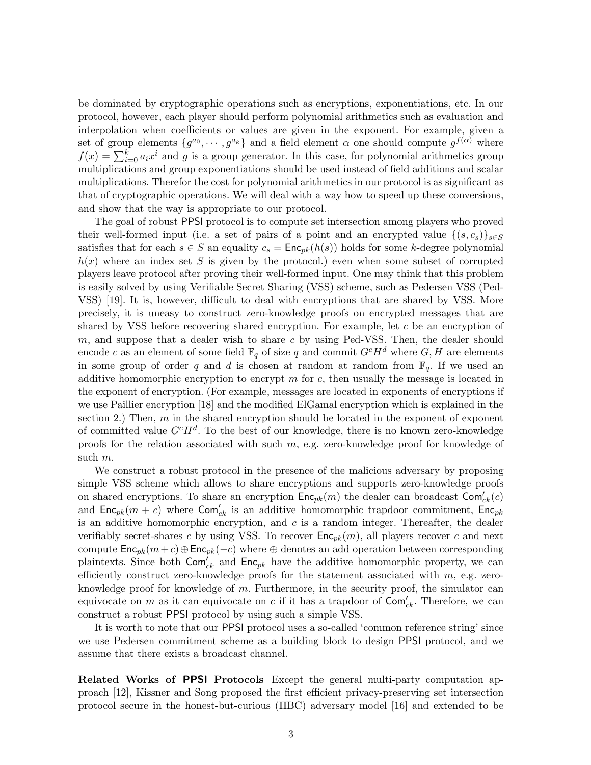be dominated by cryptographic operations such as encryptions, exponentiations, etc. In our protocol, however, each player should perform polynomial arithmetics such as evaluation and interpolation when coefficients or values are given in the exponent. For example, given a set of group elements $\{g^{a_0}, \cdots, g^{a_k}\}$ and a field element $\alpha$ one should compute $g^{f(\alpha)}$ where $f(x) = \sum_{i=0}^{k} a_i x^i$ and $g$ is a group generator. In this case, for polynomial arithmetics group multiplications and group exponentiations should be used instead of field additions and scalar multiplications. Therefor the cost for polynomial arithmetics in our protocol is as significant as that of cryptographic operations. We will deal with a way how to speed up these conversions, and show that the way is appropriate to our protocol.

The goal of robust PPSI protocol is to compute set intersection among players who proved their well-formed input (i.e. a set of pairs of a point and an encrypted value $\{(s, c_s)\}_{s \in S}$ satisfies that for each $s \in S$ an equality $c_s = \mathsf{Enc}_{pk}(h(s))$ holds for some $k$-degree polynomial $h(x)$ where an index set $S$ is given by the protocol.) even when some subset of corrupted players leave protocol after proving their well-formed input. One may think that this problem is easily solved by using Verifiable Secret Sharing (VSS) scheme, such as Pedersen VSS (Ped-VSS) [19]. It is, however, difficult to deal with encryptions that are shared by VSS. More precisely, it is uneasy to construct zero-knowledge proofs on encrypted messages that are shared by VSS before recovering shared encryption. For example, let $c$ be an encryption of $m$, and suppose that a dealer wish to share $c$ by using Ped-VSS. Then, the dealer should encode $c$ as an element of some field $\mathbb{F}_q$ of size $q$ and commit $G^c H^d$ where $G, H$ are elements in some group of order $q$ and $d$ is chosen at random at random from $\mathbb{F}_q$. If we used an additive homomorphic encryption to encrypt $m$ for $c$, then usually the message is located in the exponent of encryption. (For example, messages are located in exponents of encryptions if we use Paillier encryption [18] and the modified ElGamal encryption which is explained in the section 2.) Then, $m$ in the shared encryption should be located in the exponent of exponent of committed value $G^c H^d$. To the best of our knowledge, there is no known zero-knowledge proofs for the relation associated with such $m$, e.g. zero-knowledge proof for knowledge of such $m$.

We construct a robust protocol in the presence of the malicious adversary by proposing simple VSS scheme which allows to share encryptions and supports zero-knowledge proofs on shared encryptions. To share an encryption $\mathsf{Enc}_{pk}(m)$ the dealer can broadcast $\mathsf{Com}'_{ck}(c)$ and $\mathsf{Enc}_{pk}(m + c)$ where $\mathsf{Com}'_{ck}$ is an additive homomorphic trapdoor commitment, $\mathsf{Enc}_{pk}$ is an additive homomorphic encryption, and $c$ is a random integer. Thereafter, the dealer verifiably secret-shares $c$ by using VSS. To recover $\mathsf{Enc}_{pk}(m)$, all players recover $c$ and next compute $\mathsf{Enc}_{pk}(m + c) \oplus \mathsf{Enc}_{pk}(-c)$ where $\oplus$ denotes an add operation between corresponding plaintexts. Since both $\mathsf{Com}'_{ck}$ and $\mathsf{Enc}_{pk}$ have the additive homomorphic property, we can efficiently construct zero-knowledge proofs for the statement associated with $m$, e.g. zero-knowledge proof for knowledge of $m$. Furthermore, in the security proof, the simulator can equivocate on $m$ as it can equivocate on $c$ if it has a trapdoor of $\mathsf{Com}'_{ck}$. Therefore, we can construct a robust PPSI protocol by using such a simple VSS.

It is worth to note that our PPSI protocol uses a so-called 'common reference string' since we use Pedersen commitment scheme as a building block to design PPSI protocol, and we assume that there exists a broadcast channel.

**Related Works of PPSI Protocols** Except the general multi-party computation approach [12], Kissner and Song proposed the first efficient privacy-preserving set intersection protocol secure in the honest-but-curious (HBC) adversary model [16] and extended to be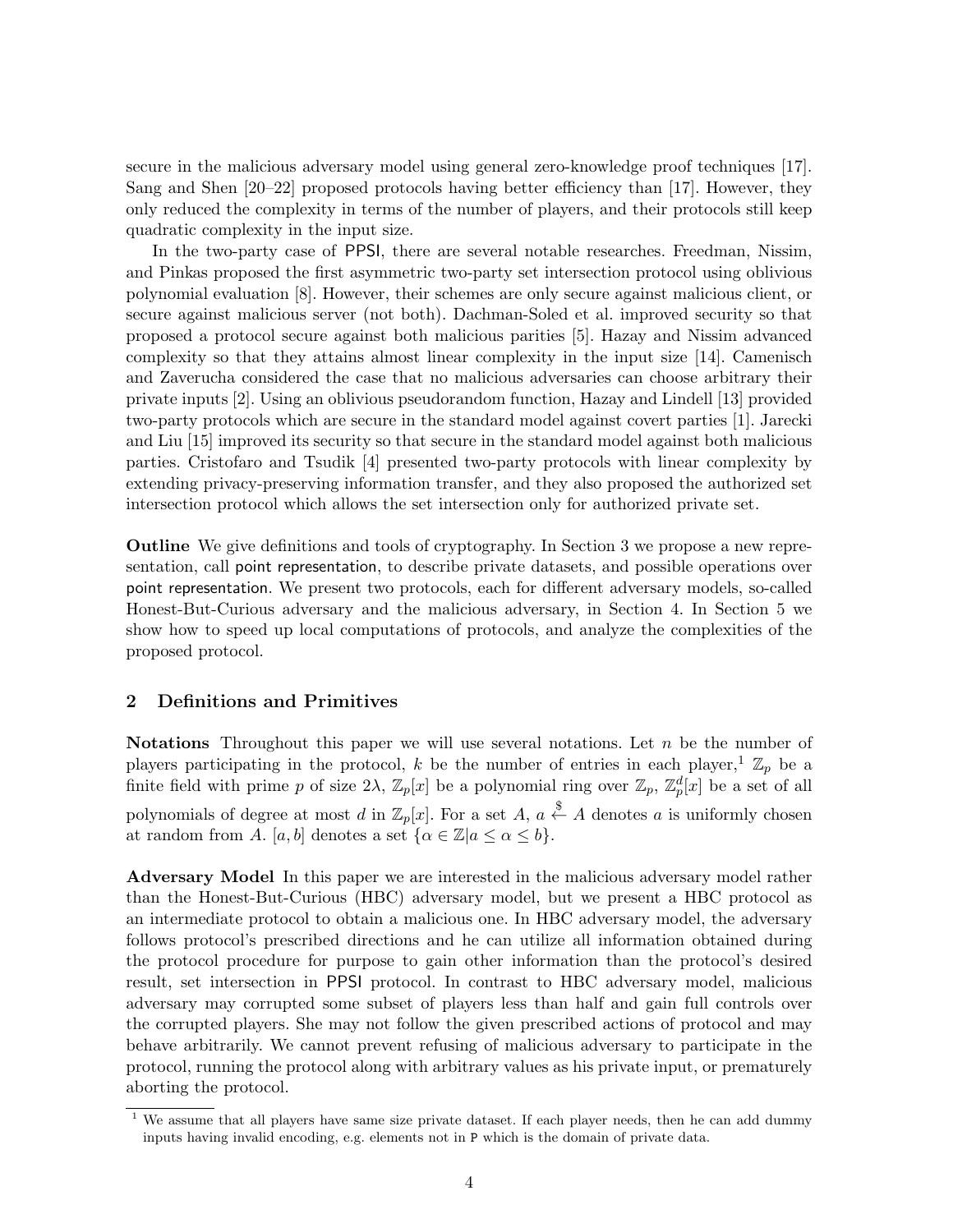secure in the malicious adversary model using general zero-knowledge proof techniques [17]. Sang and Shen [20–22] proposed protocols having better efficiency than [17]. However, they only reduced the complexity in terms of the number of players, and their protocols still keep quadratic complexity in the input size.

In the two-party case of PPSI, there are several notable researches. Freedman, Nissim, and Pinkas proposed the first asymmetric two-party set intersection protocol using oblivious polynomial evaluation [8]. However, their schemes are only secure against malicious client, or secure against malicious server (not both). Dachman-Soled et al. improved security so that proposed a protocol secure against both malicious parities [5]. Hazay and Nissim advanced complexity so that they attains almost linear complexity in the input size [14]. Camenisch and Zaverucha considered the case that no malicious adversaries can choose arbitrary their private inputs [2]. Using an oblivious pseudorandom function, Hazay and Lindell [13] provided two-party protocols which are secure in the standard model against covert parties [1]. Jarecki and Liu [15] improved its security so that secure in the standard model against both malicious parties. Cristofaro and Tsudik [4] presented two-party protocols with linear complexity by extending privacy-preserving information transfer, and they also proposed the authorized set intersection protocol which allows the set intersection only for authorized private set.

**Outline** We give definitions and tools of cryptography. In Section 3 we propose a new representation, call point representation, to describe private datasets, and possible operations over point representation. We present two protocols, each for different adversary models, so-called Honest-But-Curious adversary and the malicious adversary, in Section 4. In Section 5 we show how to speed up local computations of protocols, and analyze the complexities of the proposed protocol.

## 2 Definitions and Primitives

**Notations** Throughout this paper we will use several notations. Let $n$ be the number of players participating in the protocol, $k$ be the number of entries in each player,[1] $\mathbb{Z}_p$ be a finite field with prime $p$ of size $2\lambda$, $\mathbb{Z}_p[x]$ be a polynomial ring over $\mathbb{Z}_p$, $\mathbb{Z}_p^d[x]$ be a set of all polynomials of degree at most $d$ in $\mathbb{Z}_p[x]$. For a set $A$, $a \overset{\$}{\leftarrow} A$ denotes $a$ is uniformly chosen at random from $A$. $[a, b]$ denotes a set $\{\alpha \in \mathbb{Z} | a \leq \alpha \leq b\}$.

**Adversary Model** In this paper we are interested in the malicious adversary model rather than the Honest-But-Curious (HBC) adversary model, but we present a HBC protocol as an intermediate protocol to obtain a malicious one. In HBC adversary model, the adversary follows protocol's prescribed directions and he can utilize all information obtained during the protocol procedure for purpose to gain other information than the protocol's desired result, set intersection in PPSI protocol. In contrast to HBC adversary model, malicious adversary may corrupted some subset of players less than half and gain full controls over the corrupted players. She may not follow the given prescribed actions of protocol and may behave arbitrarily. We cannot prevent refusing of malicious adversary to participate in the protocol, running the protocol along with arbitrary values as his private input, or prematurely aborting the protocol.

[1] We assume that all players have same size private dataset. If each player needs, then he can add dummy inputs having invalid encoding, e.g. elements not in P which is the domain of private data.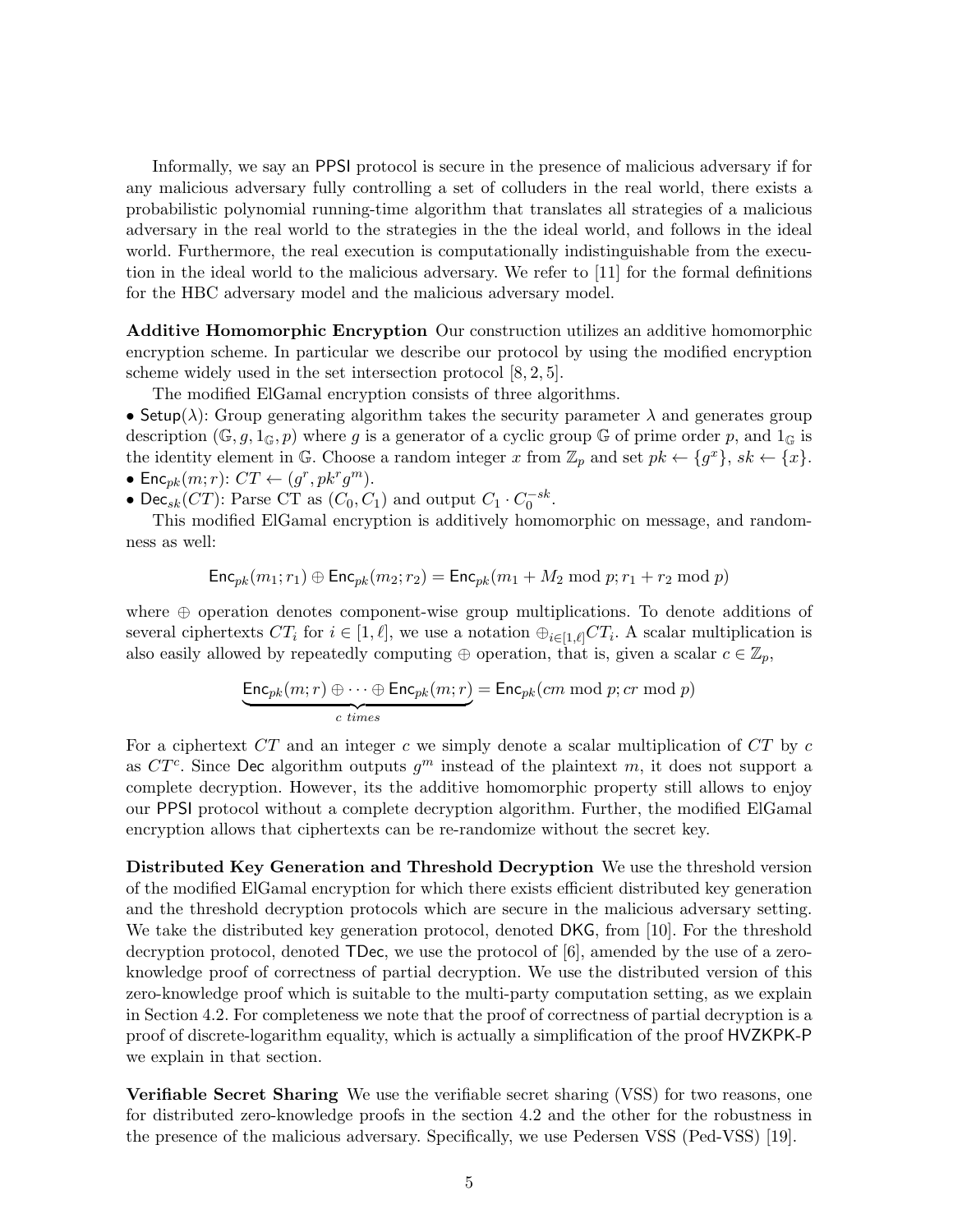Informally, we say an PPSI protocol is secure in the presence of malicious adversary if for any malicious adversary fully controlling a set of colluders in the real world, there exists a probabilistic polynomial running-time algorithm that translates all strategies of a malicious adversary in the real world to the strategies in the the ideal world, and follows in the ideal world. Furthermore, the real execution is computationally indistinguishable from the execution in the ideal world to the malicious adversary. We refer to [11] for the formal definitions for the HBC adversary model and the malicious adversary model.

**Additive Homomorphic Encryption** Our construction utilizes an additive homomorphic encryption scheme. In particular we describe our protocol by using the modified encryption scheme widely used in the set intersection protocol [8, 2, 5].

The modified ElGamal encryption consists of three algorithms.

- $\mathsf{Setup}(\lambda)$: Group generating algorithm takes the security parameter $\lambda$ and generates group description $(\mathbb{G}, g, 1_{\mathbb{G}}, p)$ where $g$ is a generator of a cyclic group $\mathbb{G}$ of prime order $p$, and $1_{\mathbb{G}}$ is the identity element in $\mathbb{G}$. Choose a random integer $x$ from $\mathbb{Z}_p$ and set $pk \leftarrow \{g^x\}$, $sk \leftarrow \{x\}$.
- $\mathsf{Enc}_{pk}(m; r)$: $CT \leftarrow (g^r, pk^r g^m)$.
- $\mathsf{Dec}_{sk}(CT)$: Parse CT as $(C_0, C_1)$ and output $C_1 \cdot C_0^{-sk}$.

This modified ElGamal encryption is additively homomorphic on message, and randomness as well:

$$\mathsf{Enc}_{pk}(m_1; r_1) \oplus \mathsf{Enc}_{pk}(m_2; r_2) = \mathsf{Enc}_{pk}(m_1 + M_2 \bmod p; r_1 + r_2 \bmod p)$$

where $\oplus$ operation denotes component-wise group multiplications. To denote additions of several ciphertexts $CT_i$ for $i \in [1, \ell]$, we use a notation $\oplus_{i \in [1,\ell]} CT_i$. A scalar multiplication is also easily allowed by repeatedly computing $\oplus$ operation, that is, given a scalar $c \in \mathbb{Z}_p$,

$$\underbrace{\mathsf{Enc}_{pk}(m; r) \oplus \cdots \oplus \mathsf{Enc}_{pk}(m; r)}_{c \ times} = \mathsf{Enc}_{pk}(cm \bmod p; cr \bmod p)$$

For a ciphertext $CT$ and an integer $c$ we simply denote a scalar multiplication of $CT$ by $c$ as $CT^c$. Since $\mathsf{Dec}$ algorithm outputs $g^m$ instead of the plaintext $m$, it does not support a complete decryption. However, its the additive homomorphic property still allows to enjoy our PPSI protocol without a complete decryption algorithm. Further, the modified ElGamal encryption allows that ciphertexts can be re-randomize without the secret key.

**Distributed Key Generation and Threshold Decryption** We use the threshold version of the modified ElGamal encryption for which there exists efficient distributed key generation and the threshold decryption protocols which are secure in the malicious adversary setting. We take the distributed key generation protocol, denoted DKG, from [10]. For the threshold decryption protocol, denoted TDec, we use the protocol of [6], amended by the use of a zero-knowledge proof of correctness of partial decryption. We use the distributed version of this zero-knowledge proof which is suitable to the multi-party computation setting, as we explain in Section 4.2. For completeness we note that the proof of correctness of partial decryption is a proof of discrete-logarithm equality, which is actually a simplification of the proof HVZKPK-P we explain in that section.

**Verifiable Secret Sharing** We use the verifiable secret sharing (VSS) for two reasons, one for distributed zero-knowledge proofs in the section 4.2 and the other for the robustness in the presence of the malicious adversary. Specifically, we use Pedersen VSS (Ped-VSS) [19].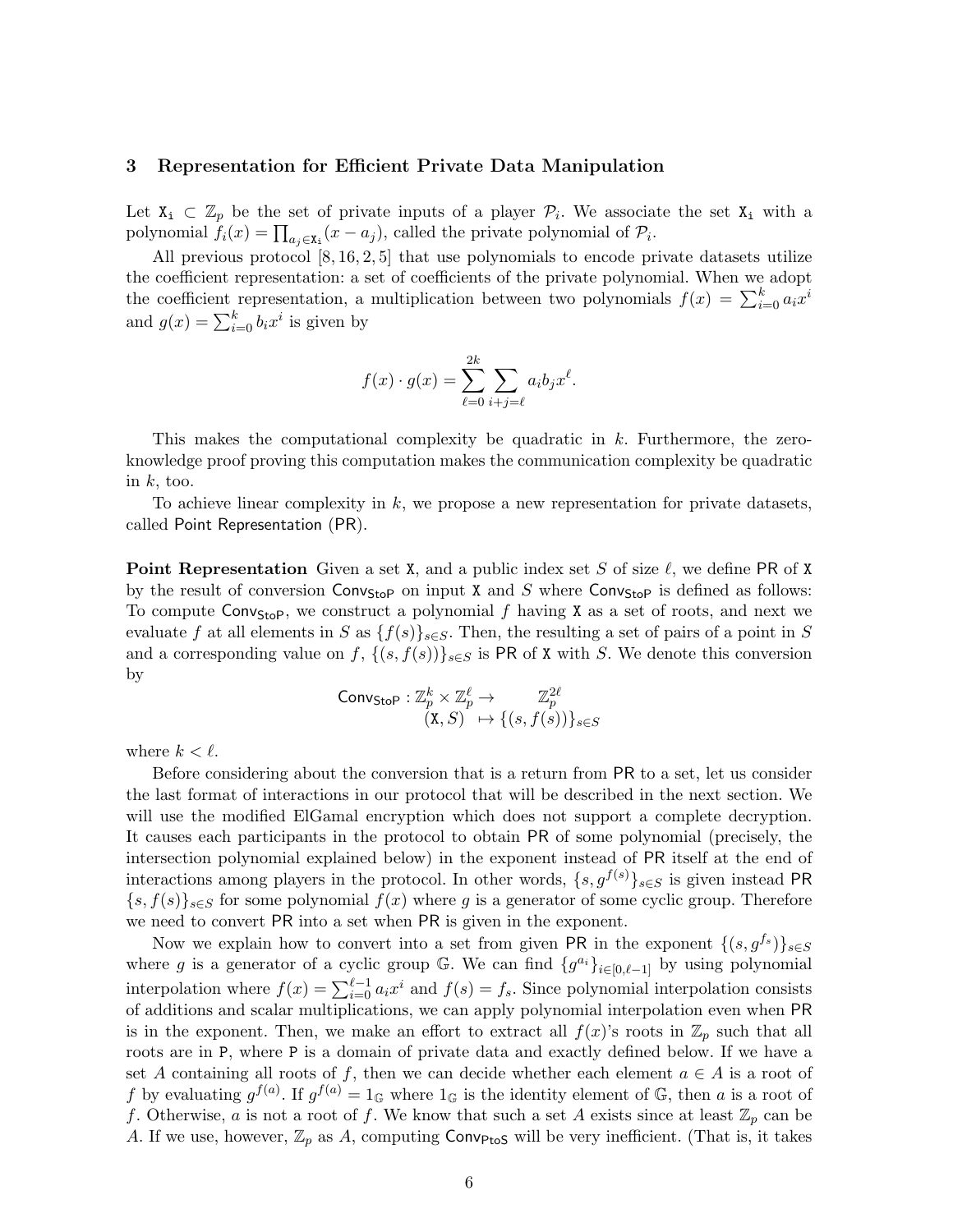## 3 Representation for Efficient Private Data Manipulation

Let $\mathtt{X_i} \subset \mathbb{Z}_p$ be the set of private inputs of a player $\mathcal{P}_i$. We associate the set $\mathtt{X_i}$ with a polynomial $f_i(x) = \prod_{a_j \in \mathtt{X_i}}(x - a_j)$, called the private polynomial of $\mathcal{P}_i$.

All previous protocol [8, 16, 2, 5] that use polynomials to encode private datasets utilize the coefficient representation: a set of coefficients of the private polynomial. When we adopt the coefficient representation, a multiplication between two polynomials $f(x) = \sum_{i=0}^{k} a_i x^i$ and $g(x) = \sum_{i=0}^{k} b_i x^i$ is given by

$$f(x) \cdot g(x) = \sum_{\ell=0}^{2k} \sum_{i+j=\ell} a_i b_j x^{\ell}.$$

This makes the computational complexity be quadratic in $k$. Furthermore, the zero-knowledge proof proving this computation makes the communication complexity be quadratic in $k$, too.

To achieve linear complexity in $k$, we propose a new representation for private datasets, called Point Representation (PR).

**Point Representation** Given a set $\mathtt{X}$, and a public index set $S$ of size $\ell$, we define PR of $\mathtt{X}$ by the result of conversion $\mathsf{Conv_{StoP}}$ on input $\mathtt{X}$ and $S$ where $\mathsf{Conv_{StoP}}$ is defined as follows: To compute $\mathsf{Conv_{StoP}}$, we construct a polynomial $f$ having $\mathtt{X}$ as a set of roots, and next we evaluate $f$ at all elements in $S$ as $\{f(s)\}_{s \in S}$. Then, the resulting a set of pairs of a point in $S$ and a corresponding value on $f$, $\{(s, f(s))\}_{s \in S}$ is PR of $\mathtt{X}$ with $S$. We denote this conversion by

$$\begin{array}{rl} \mathsf{Conv_{StoP}} : \mathbb{Z}_p^k \times \mathbb{Z}_p^{\ell} \to & \mathbb{Z}_p^{2\ell} \\ (\mathtt{X}, S) \mapsto & \{(s, f(s))\}_{s \in S} \end{array}$$

where $k < \ell$.

Before considering about the conversion that is a return from PR to a set, let us consider the last format of interactions in our protocol that will be described in the next section. We will use the modified ElGamal encryption which does not support a complete decryption. It causes each participants in the protocol to obtain PR of some polynomial (precisely, the intersection polynomial explained below) in the exponent instead of PR itself at the end of interactions among players in the protocol. In other words, $\{s, g^{f(s)}\}_{s \in S}$ is given instead PR $\{s, f(s)\}_{s \in S}$ for some polynomial $f(x)$ where $g$ is a generator of some cyclic group. Therefore we need to convert PR into a set when PR is given in the exponent.

Now we explain how to convert into a set from given PR in the exponent $\{(s, g^{f_s})\}_{s \in S}$ where $g$ is a generator of a cyclic group $\mathbb{G}$. We can find $\{g^{a_i}\}_{i \in [0, \ell-1]}$ by using polynomial interpolation where $f(x) = \sum_{i=0}^{\ell-1} a_i x^i$ and $f(s) = f_s$. Since polynomial interpolation consists of additions and scalar multiplications, we can apply polynomial interpolation even when PR is in the exponent. Then, we make an effort to extract all $f(x)$'s roots in $\mathbb{Z}_p$ such that all roots are in $\mathtt{P}$, where $\mathtt{P}$ is a domain of private data and exactly defined below. If we have a set $A$ containing all roots of $f$, then we can decide whether each element $a \in A$ is a root of $f$ by evaluating $g^{f(a)}$. If $g^{f(a)} = 1_{\mathbb{G}}$ where $1_{\mathbb{G}}$ is the identity element of $\mathbb{G}$, then $a$ is a root of $f$. Otherwise, $a$ is not a root of $f$. We know that such a set $A$ exists since at least $\mathbb{Z}_p$ can be $A$. If we use, however, $\mathbb{Z}_p$ as $A$, computing $\mathsf{Conv_{PtoS}}$ will be very inefficient. (That is, it takes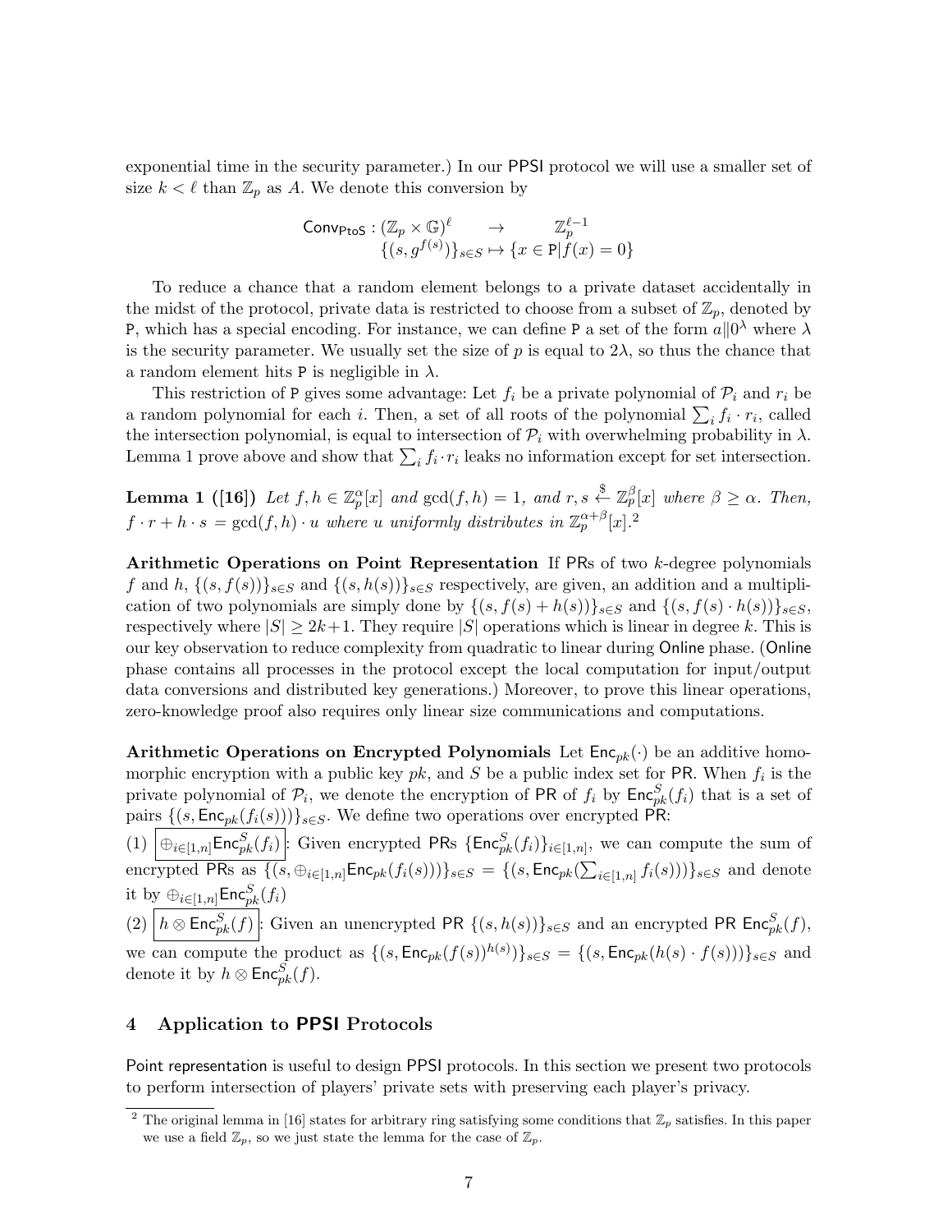exponential time in the security parameter.) In our PPSI protocol we will use a smaller set of size $k < \ell$ than $\mathbb{Z}_p$ as $A$. We denote this conversion by

$$\begin{array}{rcc} \mathsf{Conv}_{\mathsf{PtoS}} : (\mathbb{Z}_p \times \mathbb{G})^{\ell} & \rightarrow & \mathbb{Z}_p^{\ell-1} \\ \{(s, g^{f(s)})\}_{s \in S} & \mapsto & \{x \in \mathsf{P} | f(x) = 0\} \end{array}$$

To reduce a chance that a random element belongs to a private dataset accidentally in the midst of the protocol, private data is restricted to choose from a subset of $\mathbb{Z}_p$, denoted by $\mathsf{P}$, which has a special encoding. For instance, we can define $\mathsf{P}$ a set of the form $a \| 0^{\lambda}$ where $\lambda$ is the security parameter. We usually set the size of $p$ is equal to $2\lambda$, so thus the chance that a random element hits $\mathsf{P}$ is negligible in $\lambda$.

This restriction of $\mathsf{P}$ gives some advantage: Let $f_i$ be a private polynomial of $\mathcal{P}_i$ and $r_i$ be a random polynomial for each $i$. Then, a set of all roots of the polynomial $\sum_i f_i \cdot r_i$, called the intersection polynomial, is equal to intersection of $\mathcal{P}_i$ with overwhelming probability in $\lambda$. Lemma 1 prove above and show that $\sum_i f_i \cdot r_i$ leaks no information except for set intersection.

**Lemma 1 ([16])** *Let $f, h \in \mathbb{Z}_p^{\alpha}[x]$ and $\gcd(f, h) = 1$, and $r, s \xleftarrow{\$} \mathbb{Z}_p^{\beta}[x]$ where $\beta \geq \alpha$. Then, $f \cdot r + h \cdot s = \gcd(f, h) \cdot u$ where $u$ uniformly distributes in $\mathbb{Z}_p^{\alpha+\beta}[x]$.*[2]

**Arithmetic Operations on Point Representation** If PRs of two $k$-degree polynomials $f$ and $h$, $\{(s, f(s))\}_{s \in S}$ and $\{(s, h(s))\}_{s \in S}$ respectively, are given, an addition and a multiplication of two polynomials are simply done by $\{(s, f(s) + h(s))\}_{s \in S}$ and $\{(s, f(s) \cdot h(s))\}_{s \in S}$, respectively where $|S| \geq 2k+1$. They require $|S|$ operations which is linear in degree $k$. This is our key observation to reduce complexity from quadratic to linear during Online phase. (Online phase contains all processes in the protocol except the local computation for input/output data conversions and distributed key generations.) Moreover, to prove this linear operations, zero-knowledge proof also requires only linear size communications and computations.

**Arithmetic Operations on Encrypted Polynomials** Let $\mathsf{Enc}_{pk}(\cdot)$ be an additive homomorphic encryption with a public key $pk$, and $S$ be a public index set for PR. When $f_i$ is the private polynomial of $\mathcal{P}_i$, we denote the encryption of PR of $f_i$ by $\mathsf{Enc}^S_{pk}(f_i)$ that is a set of pairs $\{(s, \mathsf{Enc}_{pk}(f_i(s)))\}_{s \in S}$. We define two operations over encrypted PR:

(1) $\boxed{\oplus_{i \in [1,n]} \mathsf{Enc}^S_{pk}(f_i)}$: Given encrypted PRs $\{\mathsf{Enc}^S_{pk}(f_i)\}_{i \in [1,n]}$, we can compute the sum of encrypted PRs as $\{(s, \oplus_{i \in [1,n]} \mathsf{Enc}_{pk}(f_i(s)))\}_{s \in S} = \{(s, \mathsf{Enc}_{pk}(\sum_{i \in [1,n]} f_i(s)))\}_{s \in S}$ and denote it by $\oplus_{i \in [1,n]} \mathsf{Enc}^S_{pk}(f_i)$

(2) $\boxed{h \otimes \mathsf{Enc}^S_{pk}(f)}$: Given an unencrypted PR $\{(s, h(s))\}_{s \in S}$ and an encrypted PR $\mathsf{Enc}^S_{pk}(f)$, we can compute the product as $\{(s, \mathsf{Enc}_{pk}(f(s))^{h(s)})\}_{s \in S} = \{(s, \mathsf{Enc}_{pk}(h(s) \cdot f(s)))\}_{s \in S}$ and denote it by $h \otimes \mathsf{Enc}^S_{pk}(f)$.

## 4 Application to PPSI Protocols

Point representation is useful to design PPSI protocols. In this section we present two protocols to perform intersection of players' private sets with preserving each player's privacy.

[2] The original lemma in [16] states for arbitrary ring satisfying some conditions that $\mathbb{Z}_p$ satisfies. In this paper we use a field $\mathbb{Z}_p$, so we just state the lemma for the case of $\mathbb{Z}_p$.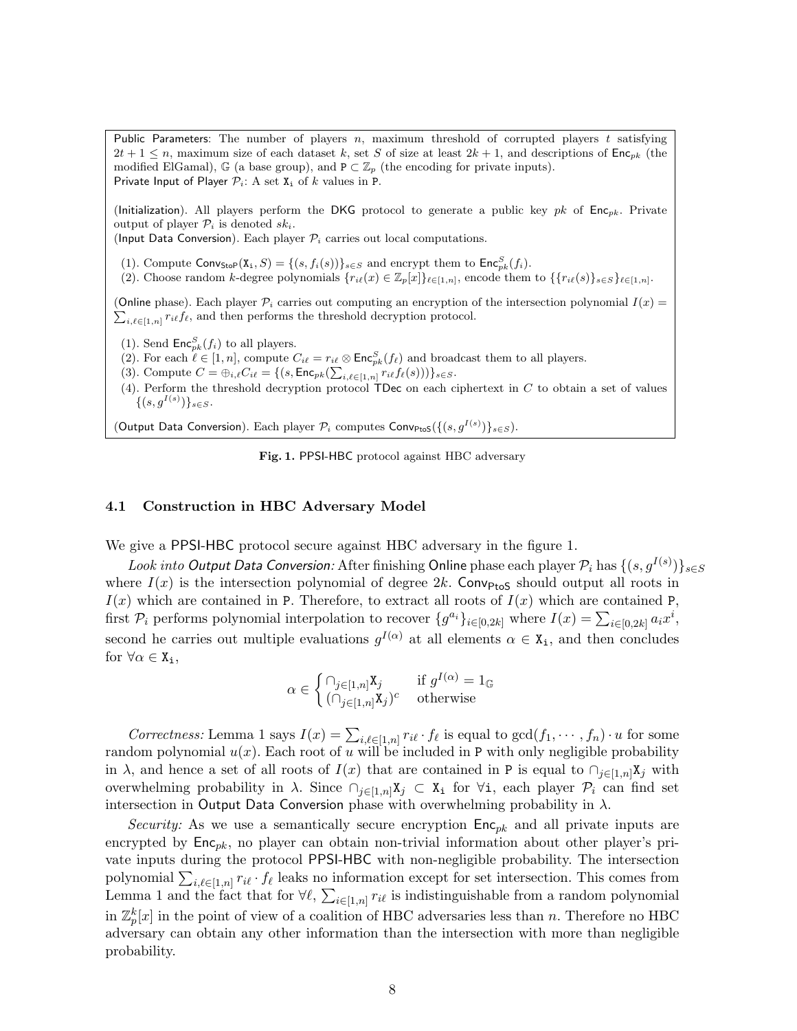Public Parameters: The number of players $n$, maximum threshold of corrupted players $t$ satisfying $2t + 1 \leq n$, maximum size of each dataset $k$, set $S$ of size at least $2k + 1$, and descriptions of $\mathsf{Enc}_{pk}$ (the modified ElGamal), $\mathbb{G}$ (a base group), and $\mathtt{P} \subset \mathbb{Z}_p$ (the encoding for private inputs).
Private Input of Player $\mathcal{P}_i$: A set $\mathtt{X_i}$ of $k$ values in $\mathtt{P}$.

(Initialization). All players perform the DKG protocol to generate a public key $pk$ of $\mathsf{Enc}_{pk}$. Private output of player $\mathcal{P}_i$ is denoted $sk_i$.
(Input Data Conversion). Each player $\mathcal{P}_i$ carries out local computations.

(1). Compute $\mathsf{Conv}_{\mathsf{StoP}}(\mathtt{X_i}, S) = \{(s, f_i(s))\}_{s \in S}$ and encrypt them to $\mathsf{Enc}^S_{pk}(f_i)$.
(2). Choose random $k$-degree polynomials $\{r_{i\ell}(x) \in \mathbb{Z}_p[x]\}_{\ell \in [1,n]}$, encode them to $\{\{r_{i\ell}(s)\}_{s \in S}\}_{\ell \in [1,n]}$.

(Online phase). Each player $\mathcal{P}_i$ carries out computing an encryption of the intersection polynomial $I(x) = \sum_{i,\ell \in [1,n]} r_{i\ell} f_\ell$, and then performs the threshold decryption protocol.

(1). Send $\mathsf{Enc}^S_{pk}(f_i)$ to all players.
(2). For each $\ell \in [1, n]$, compute $C_{i\ell} = r_{i\ell} \otimes \mathsf{Enc}^S_{pk}(f_\ell)$ and broadcast them to all players.
(3). Compute $C = \oplus_{i,\ell} C_{i\ell} = \{(s, \mathsf{Enc}_{pk}(\sum_{i,\ell \in [1,n]} r_{i\ell} f_\ell(s)))\}_{s \in S}$.
(4). Perform the threshold decryption protocol $\mathsf{TDec}$ on each ciphertext in $C$ to obtain a set of values $\{(s, g^{I(s)})\}_{s \in S}$.

(Output Data Conversion). Each player $\mathcal{P}_i$ computes $\mathsf{Conv}_{\mathsf{PtoS}}(\{(s, g^{I(s)})\}_{s \in S})$.

**Fig. 1.** PPSI-HBC protocol against HBC adversary

### 4.1 Construction in HBC Adversary Model

We give a PPSI-HBC protocol secure against HBC adversary in the figure 1.

*Look into Output Data Conversion:* After finishing Online phase each player $\mathcal{P}_i$ has $\{(s, g^{I(s)})\}_{s \in S}$ where $I(x)$ is the intersection polynomial of degree $2k$. $\mathsf{Conv}_{\mathsf{PtoS}}$ should output all roots in $I(x)$ which are contained in $\mathtt{P}$. Therefore, to extract all roots of $I(x)$ which are contained $\mathtt{P}$, first $\mathcal{P}_i$ performs polynomial interpolation to recover $\{g^{a_i}\}_{i \in [0,2k]}$ where $I(x) = \sum_{i \in [0,2k]} a_i x^i$, second he carries out multiple evaluations $g^{I(\alpha)}$ at all elements $\alpha \in \mathtt{X_i}$, and then concludes for $\forall \alpha \in \mathtt{X_i}$,

$$\alpha \in \begin{cases} \cap_{j \in [1,n]} \mathtt{X}_j & \text{if } g^{I(\alpha)} = 1_{\mathbb{G}} \\ (\cap_{j \in [1,n]} \mathtt{X}_j)^c & \text{otherwise} \end{cases}$$

*Correctness:* Lemma 1 says $I(x) = \sum_{i,\ell \in [1,n]} r_{i\ell} \cdot f_\ell$ is equal to $\gcd(f_1, \cdots, f_n) \cdot u$ for some random polynomial $u(x)$. Each root of $u$ will be included in $\mathtt{P}$ with only negligible probability in $\lambda$, and hence a set of all roots of $I(x)$ that are contained in $\mathtt{P}$ is equal to $\cap_{j \in [1,n]} \mathtt{X}_j$ with overwhelming probability in $\lambda$. Since $\cap_{j \in [1,n]} \mathtt{X}_j \subset \mathtt{X_i}$ for $\forall \mathtt{i}$, each player $\mathcal{P}_i$ can find set intersection in Output Data Conversion phase with overwhelming probability in $\lambda$.

*Security:* As we use a semantically secure encryption $\mathsf{Enc}_{pk}$ and all private inputs are encrypted by $\mathsf{Enc}_{pk}$, no player can obtain non-trivial information about other player's private inputs during the protocol PPSI-HBC with non-negligible probability. The intersection polynomial $\sum_{i,\ell \in [1,n]} r_{i\ell} \cdot f_\ell$ leaks no information except for set intersection. This comes from Lemma 1 and the fact that for $\forall \ell$, $\sum_{i \in [1,n]} r_{i\ell}$ is indistinguishable from a random polynomial in $\mathbb{Z}^k_p[x]$ in the point of view of a coalition of HBC adversaries less than $n$. Therefore no HBC adversary can obtain any other information than the intersection with more than negligible probability.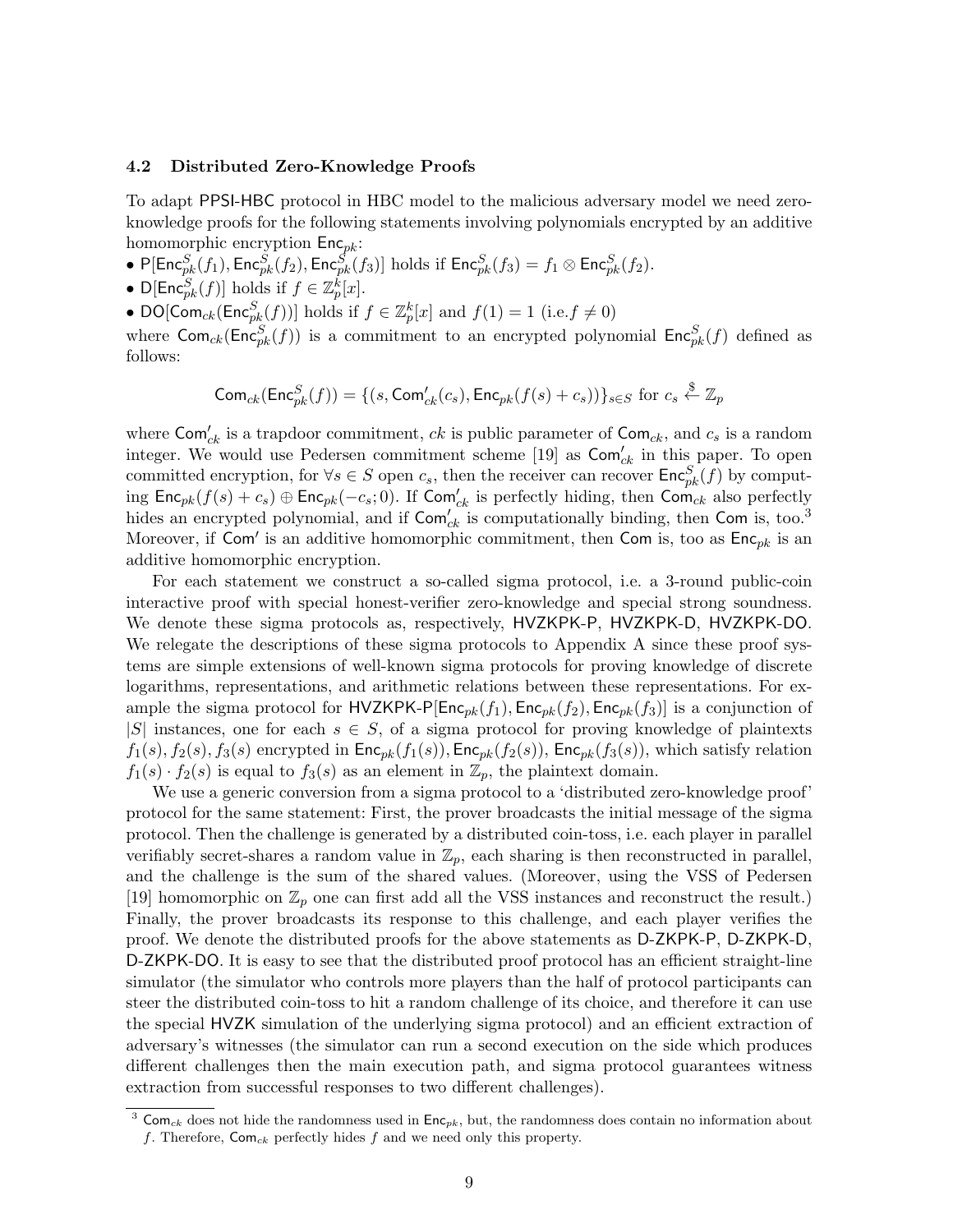### 4.2 Distributed Zero-Knowledge Proofs

To adapt PPSI-HBC protocol in HBC model to the malicious adversary model we need zero-knowledge proofs for the following statements involving polynomials encrypted by an additive homomorphic encryption $\mathsf{Enc}_{pk}$:

- $\mathsf{P}[\mathsf{Enc}^S_{pk}(f_1), \mathsf{Enc}^S_{pk}(f_2), \mathsf{Enc}^S_{pk}(f_3)]$ holds if $\mathsf{Enc}^S_{pk}(f_3) = f_1 \otimes \mathsf{Enc}^S_{pk}(f_2)$.
- $\mathsf{D}[\mathsf{Enc}^S_{pk}(f)]$ holds if $f \in \mathbb{Z}^k_p[x]$.
- $\mathsf{DO}[\mathsf{Com}_{ck}(\mathsf{Enc}^S_{pk}(f))]$ holds if $f \in \mathbb{Z}^k_p[x]$ and $f(1) = 1$ (i.e.$f \neq 0$)

where $\mathsf{Com}_{ck}(\mathsf{Enc}^S_{pk}(f))$ is a commitment to an encrypted polynomial $\mathsf{Enc}^S_{pk}(f)$ defined as follows:

$$\mathsf{Com}_{ck}(\mathsf{Enc}^S_{pk}(f)) = \{(s, \mathsf{Com}'_{ck}(c_s), \mathsf{Enc}_{pk}(f(s) + c_s))\}_{s \in S} \text{ for } c_s \xleftarrow{\$} \mathbb{Z}_p$$

where $\mathsf{Com}'_{ck}$ is a trapdoor commitment, $ck$ is public parameter of $\mathsf{Com}_{ck}$, and $c_s$ is a random integer. We would use Pedersen commitment scheme [19] as $\mathsf{Com}'_{ck}$ in this paper. To open committed encryption, for $\forall s \in S$ open $c_s$, then the receiver can recover $\mathsf{Enc}^S_{pk}(f)$ by computing $\mathsf{Enc}_{pk}(f(s) + c_s) \oplus \mathsf{Enc}_{pk}(-c_s; 0)$. If $\mathsf{Com}'_{ck}$ is perfectly hiding, then $\mathsf{Com}_{ck}$ also perfectly hides an encrypted polynomial, and if $\mathsf{Com}'_{ck}$ is computationally binding, then $\mathsf{Com}$ is, too.[3] Moreover, if $\mathsf{Com}'$ is an additive homomorphic commitment, then $\mathsf{Com}$ is, too as $\mathsf{Enc}_{pk}$ is an additive homomorphic encryption.

For each statement we construct a so-called sigma protocol, i.e. a 3-round public-coin interactive proof with special honest-verifier zero-knowledge and special strong soundness. We denote these sigma protocols as, respectively, HVZKPK-P, HVZKPK-D, HVZKPK-DO. We relegate the descriptions of these sigma protocols to Appendix A since these proof systems are simple extensions of well-known sigma protocols for proving knowledge of discrete logarithms, representations, and arithmetic relations between these representations. For example the sigma protocol for $\mathsf{HVZKPK\text{-}P}[\mathsf{Enc}_{pk}(f_1), \mathsf{Enc}_{pk}(f_2), \mathsf{Enc}_{pk}(f_3)]$ is a conjunction of $|S|$ instances, one for each $s \in S$, of a sigma protocol for proving knowledge of plaintexts $f_1(s), f_2(s), f_3(s)$ encrypted in $\mathsf{Enc}_{pk}(f_1(s)), \mathsf{Enc}_{pk}(f_2(s)), \mathsf{Enc}_{pk}(f_3(s))$, which satisfy relation $f_1(s) \cdot f_2(s)$ is equal to $f_3(s)$ as an element in $\mathbb{Z}_p$, the plaintext domain.

We use a generic conversion from a sigma protocol to a 'distributed zero-knowledge proof' protocol for the same statement: First, the prover broadcasts the initial message of the sigma protocol. Then the challenge is generated by a distributed coin-toss, i.e. each player in parallel verifiably secret-shares a random value in $\mathbb{Z}_p$, each sharing is then reconstructed in parallel, and the challenge is the sum of the shared values. (Moreover, using the VSS of Pedersen [19] homomorphic on $\mathbb{Z}_p$ one can first add all the VSS instances and reconstruct the result.) Finally, the prover broadcasts its response to this challenge, and each player verifies the proof. We denote the distributed proofs for the above statements as D-ZKPK-P, D-ZKPK-D, D-ZKPK-DO. It is easy to see that the distributed proof protocol has an efficient straight-line simulator (the simulator who controls more players than the half of protocol participants can steer the distributed coin-toss to hit a random challenge of its choice, and therefore it can use the special HVZK simulation of the underlying sigma protocol) and an efficient extraction of adversary's witnesses (the simulator can run a second execution on the side which produces different challenges then the main execution path, and sigma protocol guarantees witness extraction from successful responses to two different challenges).

---

[3] $\mathsf{Com}_{ck}$ does not hide the randomness used in $\mathsf{Enc}_{pk}$, but, the randomness does contain no information about $f$. Therefore, $\mathsf{Com}_{ck}$ perfectly hides $f$ and we need only this property.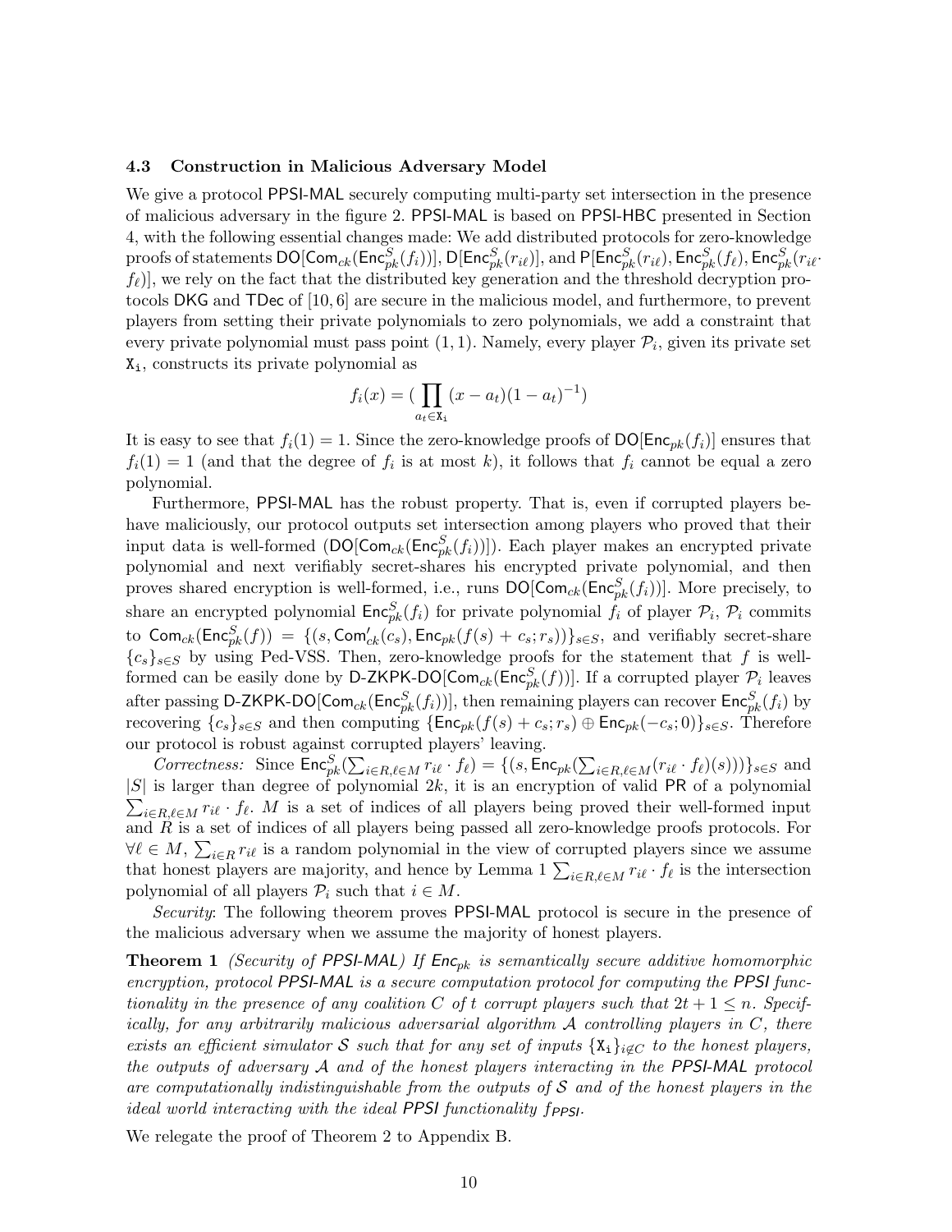### 4.3 Construction in Malicious Adversary Model

We give a protocol PPSI-MAL securely computing multi-party set intersection in the presence of malicious adversary in the figure 2. PPSI-MAL is based on PPSI-HBC presented in Section 4, with the following essential changes made: We add distributed protocols for zero-knowledge proofs of statements $\mathsf{DO}[\mathsf{Com}_{ck}(\mathsf{Enc}^S_{pk}(f_i))]$, $\mathsf{D}[\mathsf{Enc}^S_{pk}(r_{i\ell})]$, and $\mathsf{P}[\mathsf{Enc}^S_{pk}(r_{i\ell}), \mathsf{Enc}^S_{pk}(f_\ell), \mathsf{Enc}^S_{pk}(r_{i\ell} \cdot f_\ell)]$, we rely on the fact that the distributed key generation and the threshold decryption protocols DKG and TDec of [10, 6] are secure in the malicious model, and furthermore, to prevent players from setting their private polynomials to zero polynomials, we add a constraint that every private polynomial must pass point $(1, 1)$. Namely, every player $\mathcal{P}_i$, given its private set $\mathtt{X_i}$, constructs its private polynomial as

$$f_i(x) = (\prod_{a_t \in \mathtt{X_i}} (x - a_t)(1 - a_t)^{-1})$$

It is easy to see that $f_i(1) = 1$. Since the zero-knowledge proofs of $\mathsf{DO}[\mathsf{Enc}_{pk}(f_i)]$ ensures that $f_i(1) = 1$ (and that the degree of $f_i$ is at most $k$), it follows that $f_i$ cannot be equal a zero polynomial.

Furthermore, PPSI-MAL has the robust property. That is, even if corrupted players behave maliciously, our protocol outputs set intersection among players who proved that their input data is well-formed ($\mathsf{DO}[\mathsf{Com}_{ck}(\mathsf{Enc}^S_{pk}(f_i))]$). Each player makes an encrypted private polynomial and next verifiably secret-shares his encrypted private polynomial, and then proves shared encryption is well-formed, i.e., runs $\mathsf{DO}[\mathsf{Com}_{ck}(\mathsf{Enc}^S_{pk}(f_i))]$. More precisely, to share an encrypted polynomial $\mathsf{Enc}^S_{pk}(f_i)$ for private polynomial $f_i$ of player $\mathcal{P}_i$, $\mathcal{P}_i$ commits to $\mathsf{Com}_{ck}(\mathsf{Enc}^S_{pk}(f)) = \{(s, \mathsf{Com}'_{ck}(c_s), \mathsf{Enc}_{pk}(f(s) + c_s; r_s))\}_{s \in S}$, and verifiably secret-share $\{c_s\}_{s \in S}$ by using Ped-VSS. Then, zero-knowledge proofs for the statement that $f$ is well-formed can be easily done by $\mathsf{D\text{-}ZKPK\text{-}DO}[\mathsf{Com}_{ck}(\mathsf{Enc}^S_{pk}(f))]$. If a corrupted player $\mathcal{P}_i$ leaves after passing $\mathsf{D\text{-}ZKPK\text{-}DO}[\mathsf{Com}_{ck}(\mathsf{Enc}^S_{pk}(f_i))]$, then remaining players can recover $\mathsf{Enc}^S_{pk}(f_i)$ by recovering $\{c_s\}_{s \in S}$ and then computing $\{\mathsf{Enc}_{pk}(f(s) + c_s; r_s) \oplus \mathsf{Enc}_{pk}(-c_s; 0)\}_{s \in S}$. Therefore our protocol is robust against corrupted players' leaving.

*Correctness:* Since $\mathsf{Enc}^S_{pk}(\sum_{i \in R, \ell \in M} r_{i\ell} \cdot f_\ell) = \{(s, \mathsf{Enc}_{pk}(\sum_{i \in R, \ell \in M}(r_{i\ell} \cdot f_\ell)(s)))\}_{s \in S}$ and $|S|$ is larger than degree of polynomial $2k$, it is an encryption of valid PR of a polynomial $\sum_{i \in R, \ell \in M} r_{i\ell} \cdot f_\ell$. $M$ is a set of indices of all players being proved their well-formed input and $R$ is a set of indices of all players being passed all zero-knowledge proofs protocols. For $\forall \ell \in M$, $\sum_{i \in R} r_{i\ell}$ is a random polynomial in the view of corrupted players since we assume that honest players are majority, and hence by Lemma 1 $\sum_{i \in R, \ell \in M} r_{i\ell} \cdot f_\ell$ is the intersection polynomial of all players $\mathcal{P}_i$ such that $i \in M$.

*Security*: The following theorem proves PPSI-MAL protocol is secure in the presence of the malicious adversary when we assume the majority of honest players.

**Theorem 1** *(Security of PPSI-MAL) If $\mathsf{Enc}_{pk}$ is semantically secure additive homomorphic encryption, protocol PPSI-MAL is a secure computation protocol for computing the PPSI functionality in the presence of any coalition $C$ of $t$ corrupt players such that $2t + 1 \leq n$. Specifically, for any arbitrarily malicious adversarial algorithm $\mathcal{A}$ controlling players in $C$, there exists an efficient simulator $\mathcal{S}$ such that for any set of inputs $\{\mathtt{X_i}\}_{i \notin C}$ to the honest players, the outputs of adversary $\mathcal{A}$ and of the honest players interacting in the PPSI-MAL protocol are computationally indistinguishable from the outputs of $\mathcal{S}$ and of the honest players in the ideal world interacting with the ideal PPSI functionality $f_{\mathsf{PPSI}}$.*

We relegate the proof of Theorem 2 to Appendix B.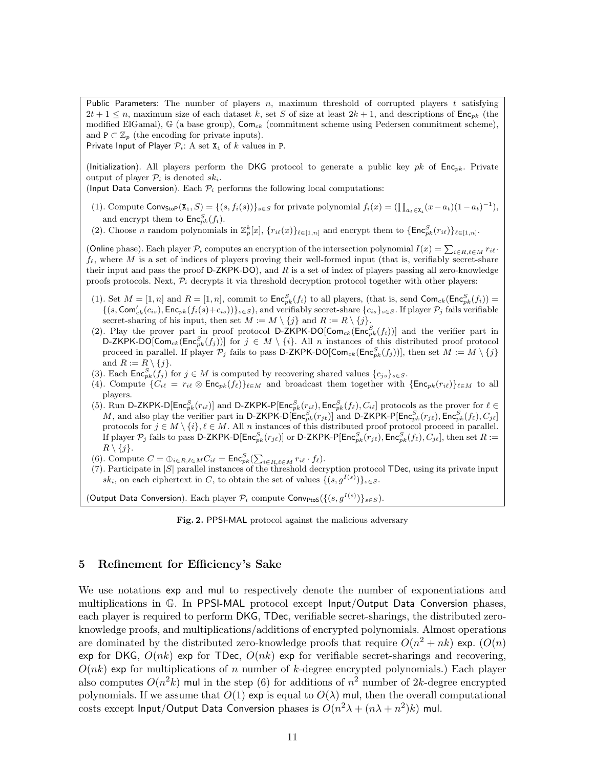Public Parameters: The number of players $n$, maximum threshold of corrupted players $t$ satisfying $2t+1 \leq n$, maximum size of each dataset $k$, set $S$ of size at least $2k+1$, and descriptions of $\mathsf{Enc}_{pk}$ (the modified ElGamal), $\mathbb{G}$ (a base group), $\mathsf{Com}_{ck}$ (commitment scheme using Pedersen commitment scheme), and $\mathtt{P} \subset \mathbb{Z}_p$ (the encoding for private inputs).

Private Input of Player $\mathcal{P}_i$: A set $\mathtt{X_i}$ of $k$ values in $\mathtt{P}$.

(Initialization). All players perform the DKG protocol to generate a public key $pk$ of $\mathsf{Enc}_{pk}$. Private output of player $\mathcal{P}_i$ is denoted $sk_i$.

(Input Data Conversion). Each $\mathcal{P}_i$ performs the following local computations:

(1). Compute $\mathsf{Conv_{StoP}}(\mathtt{X_i}, S) = \{(s, f_i(s))\}_{s \in S}$ for private polynomial $f_i(x) = (\prod_{a_t \in \mathtt{X_i}} (x - a_t)(1-a_t)^{-1})$, and encrypt them to $\mathsf{Enc}^S_{pk}(f_i)$.

(2). Choose $n$ random polynomials in $\mathbb{Z}^k_p[x]$, $\{r_{i\ell}(x)\}_{\ell \in [1,n]}$ and encrypt them to $\{\mathsf{Enc}^S_{pk}(r_{i\ell})\}_{\ell \in [1,n]}$.

(Online phase). Each player $\mathcal{P}_i$ computes an encryption of the intersection polynomial $I(x) = \sum_{i \in R, \ell \in M} r_{i\ell} \cdot f_\ell$, where $M$ is a set of indices of players proving their well-formed input (that is, verifiably secret-share their input and pass the proof D-ZKPK-DO), and $R$ is a set of index of players passing all zero-knowledge proofs protocols. Next, $\mathcal{P}_i$ decrypts it via threshold decryption protocol together with other players:

(1). Set $M = [1,n]$ and $R = [1,n]$, commit to $\mathsf{Enc}^S_{pk}(f_i)$ to all players, (that is, send $\mathsf{Com}_{ck}(\mathsf{Enc}^S_{pk}(f_i)) = \{(s, \mathsf{Com}'_{ck}(c_{is}), \mathsf{Enc}_{pk}(f_i(s)+c_{is}))\}_{s \in S}$), and verifiably secret-share $\{c_{is}\}_{s \in S}$. If player $\mathcal{P}_j$ fails verifiable secret-sharing of his input, then set $M := M \setminus \{j\}$ and $R := R \setminus \{j\}$.

(2). Play the prover part in proof protocol D-ZKPK-DO[$\mathsf{Com}_{ck}(\mathsf{Enc}^S_{pk}(f_i))$] and the verifier part in D-ZKPK-DO[$\mathsf{Com}_{ck}(\mathsf{Enc}^S_{pk}(f_j))$] for $j \in M \setminus \{i\}$. All $n$ instances of this distributed proof protocol proceed in parallel. If player $\mathcal{P}_j$ fails to pass D-ZKPK-DO[$\mathsf{Com}_{ck}(\mathsf{Enc}^S_{pk}(f_j))$], then set $M := M \setminus \{j\}$ and $R := R \setminus \{j\}$.

(3). Each $\mathsf{Enc}^S_{pk}(f_j)$ for $j \in M$ is computed by recovering shared values $\{c_{js}\}_{s \in S}$.

(4). Compute $\{C_{i\ell} = r_{i\ell} \otimes \mathsf{Enc}_{pk}(f_\ell)\}_{\ell \in M}$ and broadcast them together with $\{\mathsf{Enc}_{pk}(r_{i\ell})\}_{\ell \in M}$ to all players.

(5). Run D-ZKPK-D[$\mathsf{Enc}^S_{pk}(r_{i\ell})$] and D-ZKPK-P[$\mathsf{Enc}^S_{pk}(r_{i\ell}), \mathsf{Enc}^S_{pk}(f_\ell), C_{i\ell}$] protocols as the prover for $\ell \in M$, and also play the verifier part in D-ZKPK-D[$\mathsf{Enc}^S_{pk}(r_{j\ell})$] and D-ZKPK-P[$\mathsf{Enc}^S_{pk}(r_{j\ell}), \mathsf{Enc}^S_{pk}(f_\ell), C_{j\ell}$] protocols for $j \in M \setminus \{i\}, \ell \in M$. All $n$ instances of this distributed proof protocol proceed in parallel. If player $\mathcal{P}_j$ fails to pass D-ZKPK-D[$\mathsf{Enc}^S_{pk}(r_{j\ell})$] or D-ZKPK-P[$\mathsf{Enc}^S_{pk}(r_{j\ell}), \mathsf{Enc}^S_{pk}(f_\ell), C_{j\ell}$], then set $R := R \setminus \{j\}$.

(6). Compute $C = \oplus_{i \in R, \ell \in M} C_{i\ell} = \mathsf{Enc}^S_{pk}(\sum_{i \in R, \ell \in M} r_{i\ell} \cdot f_\ell)$.

(7). Participate in $|S|$ parallel instances of the threshold decryption protocol TDec, using its private input $sk_i$, on each ciphertext in $C$, to obtain the set of values $\{(s, g^{I(s)})\}_{s \in S}$.

(Output Data Conversion). Each player $\mathcal{P}_i$ compute $\mathsf{Conv_{PtoS}}(\{(s, g^{I(s)})\}_{s \in S})$.

**Fig. 2.** PPSI-MAL protocol against the malicious adversary

## 5 Refinement for Efficiency's Sake

We use notations exp and mul to respectively denote the number of exponentiations and multiplications in $\mathbb{G}$. In PPSI-MAL protocol except Input/Output Data Conversion phases, each player is required to perform DKG, TDec, verifiable secret-sharings, the distributed zero-knowledge proofs, and multiplications/additions of encrypted polynomials. Almost operations are dominated by the distributed zero-knowledge proofs that require $O(n^2 + nk)$ exp. ($O(n)$ exp for DKG, $O(nk)$ exp for TDec, $O(nk)$ exp for verifiable secret-sharings and recovering, $O(nk)$ exp for multiplications of $n$ number of $k$-degree encrypted polynomials.) Each player also computes $O(n^2k)$ mul in the step (6) for additions of $n^2$ number of $2k$-degree encrypted polynomials. If we assume that $O(1)$ exp is equal to $O(\lambda)$ mul, then the overall computational costs except Input/Output Data Conversion phases is $O(n^2\lambda + (n\lambda + n^2)k)$ mul.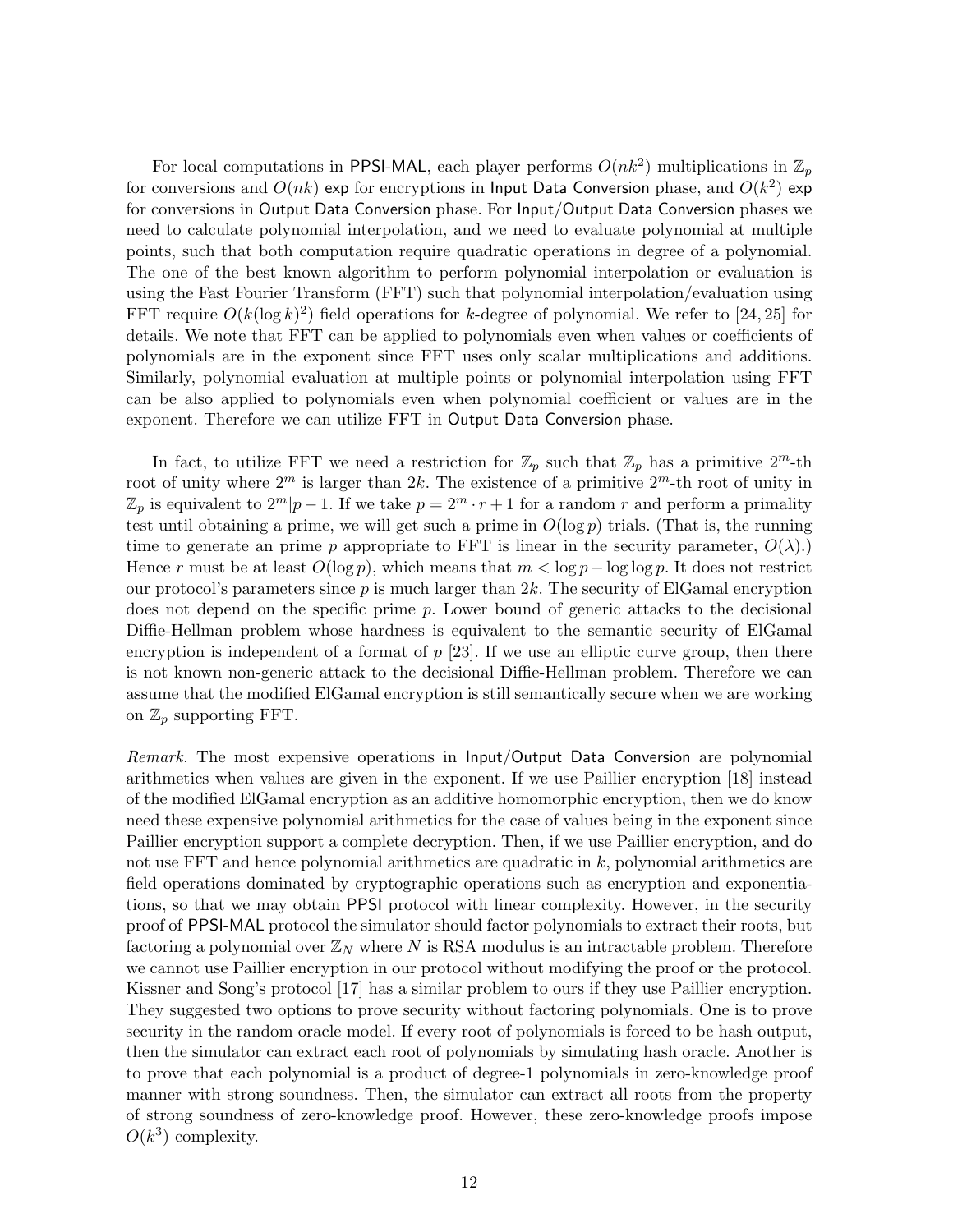For local computations in PPSI-MAL, each player performs $O(nk^2)$ multiplications in $\mathbb{Z}_p$ for conversions and $O(nk)$ exp for encryptions in Input Data Conversion phase, and $O(k^2)$ exp for conversions in Output Data Conversion phase. For Input/Output Data Conversion phases we need to calculate polynomial interpolation, and we need to evaluate polynomial at multiple points, such that both computation require quadratic operations in degree of a polynomial. The one of the best known algorithm to perform polynomial interpolation or evaluation is using the Fast Fourier Transform (FFT) such that polynomial interpolation/evaluation using FFT require $O(k(\log k)^2)$ field operations for $k$-degree of polynomial. We refer to [24, 25] for details. We note that FFT can be applied to polynomials even when values or coefficients of polynomials are in the exponent since FFT uses only scalar multiplications and additions. Similarly, polynomial evaluation at multiple points or polynomial interpolation using FFT can be also applied to polynomials even when polynomial coefficient or values are in the exponent. Therefore we can utilize FFT in Output Data Conversion phase.

In fact, to utilize FFT we need a restriction for $\mathbb{Z}_p$ such that $\mathbb{Z}_p$ has a primitive $2^m$-th root of unity where $2^m$ is larger than $2k$. The existence of a primitive $2^m$-th root of unity in $\mathbb{Z}_p$ is equivalent to $2^m | p-1$. If we take $p = 2^m \cdot r + 1$ for a random $r$ and perform a primality test until obtaining a prime, we will get such a prime in $O(\log p)$ trials. (That is, the running time to generate an prime $p$ appropriate to FFT is linear in the security parameter, $O(\lambda)$.) Hence $r$ must be at least $O(\log p)$, which means that $m < \log p - \log \log p$. It does not restrict our protocol's parameters since $p$ is much larger than $2k$. The security of ElGamal encryption does not depend on the specific prime $p$. Lower bound of generic attacks to the decisional Diffie-Hellman problem whose hardness is equivalent to the semantic security of ElGamal encryption is independent of a format of $p$ [23]. If we use an elliptic curve group, then there is not known non-generic attack to the decisional Diffie-Hellman problem. Therefore we can assume that the modified ElGamal encryption is still semantically secure when we are working on $\mathbb{Z}_p$ supporting FFT.

*Remark.* The most expensive operations in Input/Output Data Conversion are polynomial arithmetics when values are given in the exponent. If we use Paillier encryption [18] instead of the modified ElGamal encryption as an additive homomorphic encryption, then we do know need these expensive polynomial arithmetics for the case of values being in the exponent since Paillier encryption support a complete decryption. Then, if we use Paillier encryption, and do not use FFT and hence polynomial arithmetics are quadratic in $k$, polynomial arithmetics are field operations dominated by cryptographic operations such as encryption and exponentiations, so that we may obtain PPSI protocol with linear complexity. However, in the security proof of PPSI-MAL protocol the simulator should factor polynomials to extract their roots, but factoring a polynomial over $\mathbb{Z}_N$ where $N$ is RSA modulus is an intractable problem. Therefore we cannot use Paillier encryption in our protocol without modifying the proof or the protocol. Kissner and Song's protocol [17] has a similar problem to ours if they use Paillier encryption. They suggested two options to prove security without factoring polynomials. One is to prove security in the random oracle model. If every root of polynomials is forced to be hash output, then the simulator can extract each root of polynomials by simulating hash oracle. Another is to prove that each polynomial is a product of degree-1 polynomials in zero-knowledge proof manner with strong soundness. Then, the simulator can extract all roots from the property of strong soundness of zero-knowledge proof. However, these zero-knowledge proofs impose $O(k^3)$ complexity.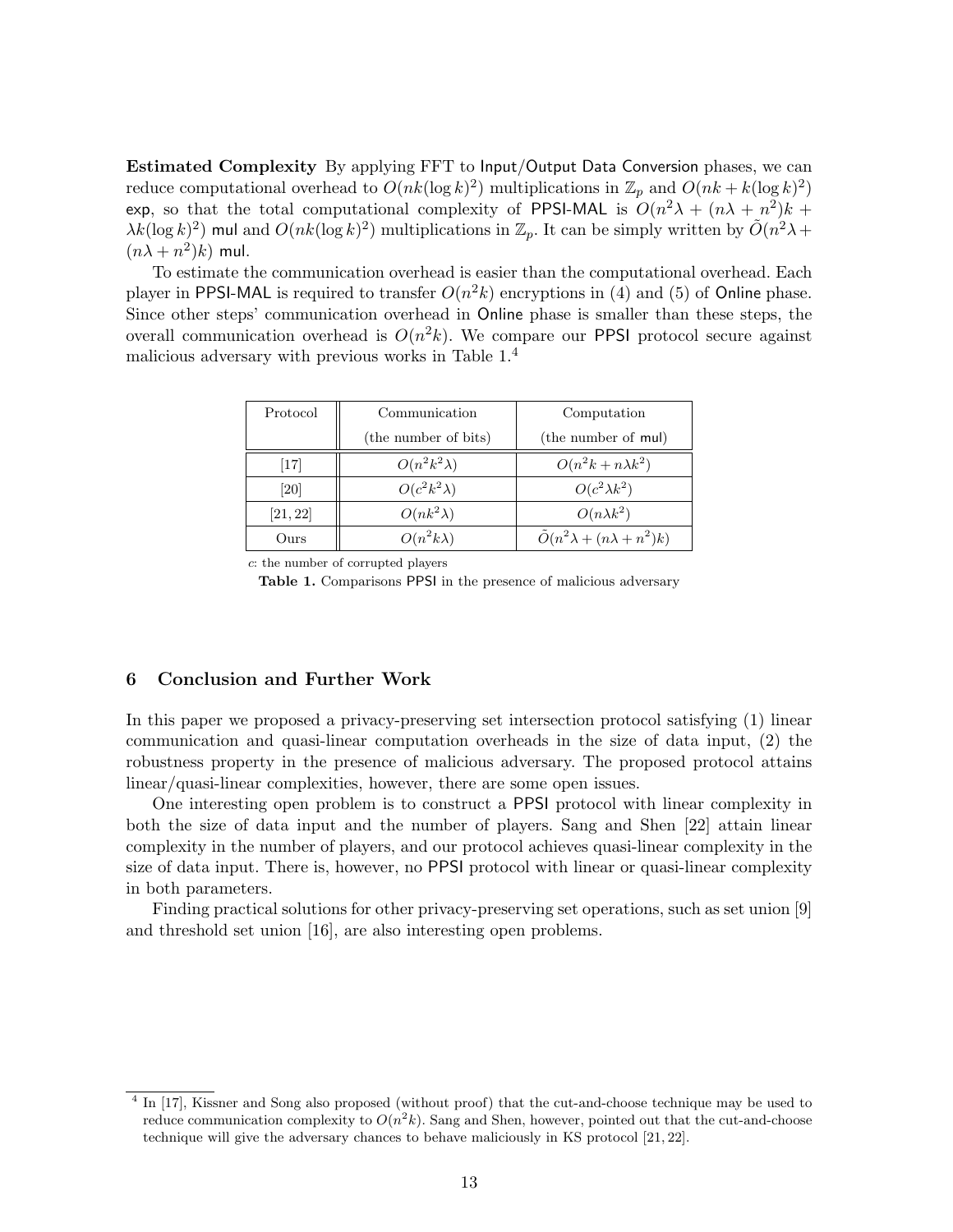**Estimated Complexity** By applying FFT to Input/Output Data Conversion phases, we can reduce computational overhead to $O(nk(\log k)^2)$ multiplications in $\mathbb{Z}_p$ and $O(nk + k(\log k)^2)$ exp, so that the total computational complexity of PPSI-MAL is $O(n^2\lambda + (n\lambda + n^2)k + \lambda k(\log k)^2)$ mul and $O(nk(\log k)^2)$ multiplications in $\mathbb{Z}_p$. It can be simply written by $\tilde{O}(n^2\lambda + (n\lambda + n^2)k)$ mul.

To estimate the communication overhead is easier than the computational overhead. Each player in PPSI-MAL is required to transfer $O(n^2k)$ encryptions in (4) and (5) of Online phase. Since other steps' communication overhead in Online phase is smaller than these steps, the overall communication overhead is $O(n^2k)$. We compare our PPSI protocol secure against malicious adversary with previous works in Table 1.[4]

| Protocol | Communication (the number of bits) | Computation (the number of mul) |
|---|---|---|
| [17] | $O(n^2k^2\lambda)$ | $O(n^2k + n\lambda k^2)$ |
| [20] | $O(c^2k^2\lambda)$ | $O(c^2\lambda k^2)$ |
| [21, 22] | $O(nk^2\lambda)$ | $O(n\lambda k^2)$ |
| Ours | $O(n^2k\lambda)$ | $\tilde{O}(n^2\lambda + (n\lambda + n^2)k)$ |

$c$: the number of corrupted players

**Table 1.** Comparisons PPSI in the presence of malicious adversary

## 6 Conclusion and Further Work

In this paper we proposed a privacy-preserving set intersection protocol satisfying (1) linear communication and quasi-linear computation overheads in the size of data input, (2) the robustness property in the presence of malicious adversary. The proposed protocol attains linear/quasi-linear complexities, however, there are some open issues.

One interesting open problem is to construct a PPSI protocol with linear complexity in both the size of data input and the number of players. Sang and Shen [22] attain linear complexity in the number of players, and our protocol achieves quasi-linear complexity in the size of data input. There is, however, no PPSI protocol with linear or quasi-linear complexity in both parameters.

Finding practical solutions for other privacy-preserving set operations, such as set union [9] and threshold set union [16], are also interesting open problems.

[4] In [17], Kissner and Song also proposed (without proof) that the cut-and-choose technique may be used to reduce communication complexity to $O(n^2k)$. Sang and Shen, however, pointed out that the cut-and-choose technique will give the adversary chances to behave maliciously in KS protocol [21, 22].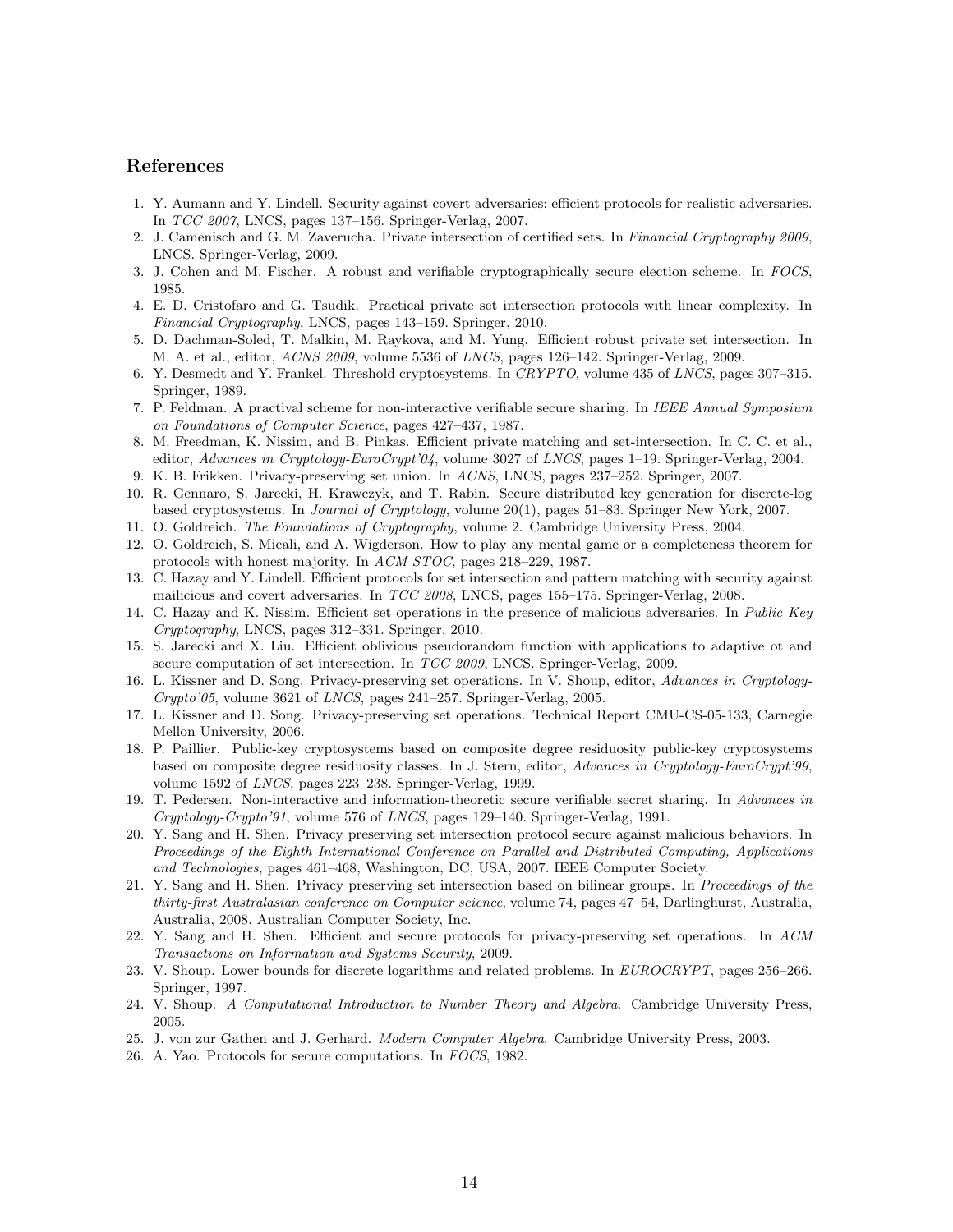## References

1. Y. Aumann and Y. Lindell. Security against covert adversaries: efficient protocols for realistic adversaries. In *TCC 2007*, LNCS, pages 137–156. Springer-Verlag, 2007.
2. J. Camenisch and G. M. Zaverucha. Private intersection of certified sets. In *Financial Cryptography 2009*, LNCS. Springer-Verlag, 2009.
3. J. Cohen and M. Fischer. A robust and verifiable cryptographically secure election scheme. In *FOCS*, 1985.
4. E. D. Cristofaro and G. Tsudik. Practical private set intersection protocols with linear complexity. In *Financial Cryptography*, LNCS, pages 143–159. Springer, 2010.
5. D. Dachman-Soled, T. Malkin, M. Raykova, and M. Yung. Efficient robust private set intersection. In M. A. et al., editor, *ACNS 2009*, volume 5536 of *LNCS*, pages 126–142. Springer-Verlag, 2009.
6. Y. Desmedt and Y. Frankel. Threshold cryptosystems. In *CRYPTO*, volume 435 of *LNCS*, pages 307–315. Springer, 1989.
7. P. Feldman. A practival scheme for non-interactive verifiable secure sharing. In *IEEE Annual Symposium on Foundations of Computer Science*, pages 427–437, 1987.
8. M. Freedman, K. Nissim, and B. Pinkas. Efficient private matching and set-intersection. In C. C. et al., editor, *Advances in Cryptology-EuroCrypt'04*, volume 3027 of *LNCS*, pages 1–19. Springer-Verlag, 2004.
9. K. B. Frikken. Privacy-preserving set union. In *ACNS*, LNCS, pages 237–252. Springer, 2007.
10. R. Gennaro, S. Jarecki, H. Krawczyk, and T. Rabin. Secure distributed key generation for discrete-log based cryptosystems. In *Journal of Cryptology*, volume 20(1), pages 51–83. Springer New York, 2007.
11. O. Goldreich. *The Foundations of Cryptography*, volume 2. Cambridge University Press, 2004.
12. O. Goldreich, S. Micali, and A. Wigderson. How to play any mental game or a completeness theorem for protocols with honest majority. In *ACM STOC*, pages 218–229, 1987.
13. C. Hazay and Y. Lindell. Efficient protocols for set intersection and pattern matching with security against mailicious and covert adversaries. In *TCC 2008*, LNCS, pages 155–175. Springer-Verlag, 2008.
14. C. Hazay and K. Nissim. Efficient set operations in the presence of malicious adversaries. In *Public Key Cryptography*, LNCS, pages 312–331. Springer, 2010.
15. S. Jarecki and X. Liu. Efficient oblivious pseudorandom function with applications to adaptive ot and secure computation of set intersection. In *TCC 2009*, LNCS. Springer-Verlag, 2009.
16. L. Kissner and D. Song. Privacy-preserving set operations. In V. Shoup, editor, *Advances in Cryptology-Crypto'05*, volume 3621 of *LNCS*, pages 241–257. Springer-Verlag, 2005.
17. L. Kissner and D. Song. Privacy-preserving set operations. Technical Report CMU-CS-05-133, Carnegie Mellon University, 2006.
18. P. Paillier. Public-key cryptosystems based on composite degree residuosity public-key cryptosystems based on composite degree residuosity classes. In J. Stern, editor, *Advances in Cryptology-EuroCrypt'99*, volume 1592 of *LNCS*, pages 223–238. Springer-Verlag, 1999.
19. T. Pedersen. Non-interactive and information-theoretic secure verifiable secret sharing. In *Advances in Cryptology-Crypto'91*, volume 576 of *LNCS*, pages 129–140. Springer-Verlag, 1991.
20. Y. Sang and H. Shen. Privacy preserving set intersection protocol secure against malicious behaviors. In *Proceedings of the Eighth International Conference on Parallel and Distributed Computing, Applications and Technologies*, pages 461–468, Washington, DC, USA, 2007. IEEE Computer Society.
21. Y. Sang and H. Shen. Privacy preserving set intersection based on bilinear groups. In *Proceedings of the thirty-first Australasian conference on Computer science*, volume 74, pages 47–54, Darlinghurst, Australia, Australia, 2008. Australian Computer Society, Inc.
22. Y. Sang and H. Shen. Efficient and secure protocols for privacy-preserving set operations. In *ACM Transactions on Information and Systems Security*, 2009.
23. V. Shoup. Lower bounds for discrete logarithms and related problems. In *EUROCRYPT*, pages 256–266. Springer, 1997.
24. V. Shoup. *A Conputational Introduction to Number Theory and Algebra*. Cambridge University Press, 2005.
25. J. von zur Gathen and J. Gerhard. *Modern Computer Algebra*. Cambridge University Press, 2003.
26. A. Yao. Protocols for secure computations. In *FOCS*, 1982.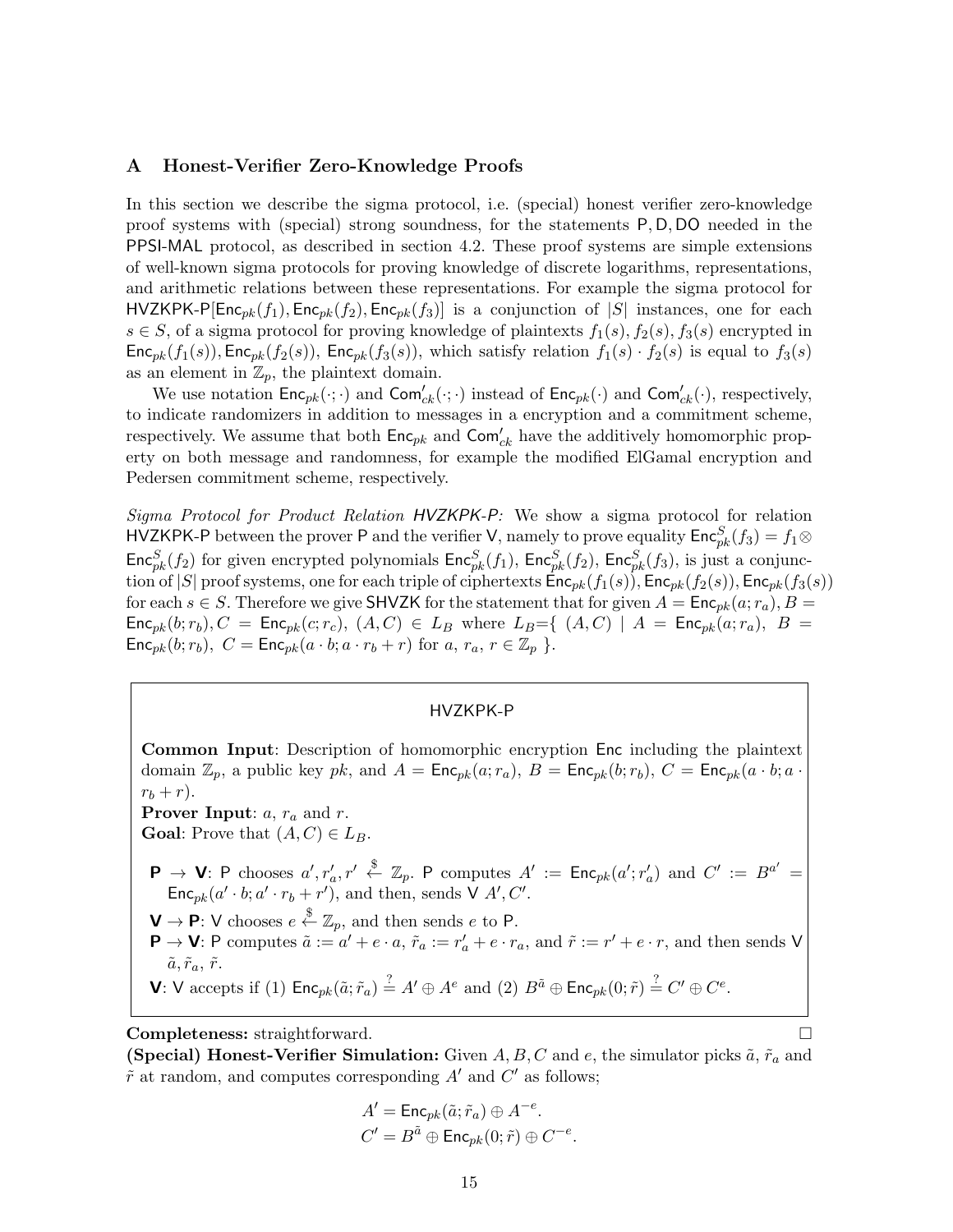## A Honest-Verifier Zero-Knowledge Proofs

In this section we describe the sigma protocol, i.e. (special) honest verifier zero-knowledge proof systems with (special) strong soundness, for the statements P, D, DO needed in the PPSI-MAL protocol, as described in section 4.2. These proof systems are simple extensions of well-known sigma protocols for proving knowledge of discrete logarithms, representations, and arithmetic relations between these representations. For example the sigma protocol for HVZKPK-P[$\mathsf{Enc}_{pk}(f_1), \mathsf{Enc}_{pk}(f_2), \mathsf{Enc}_{pk}(f_3)$] is a conjunction of $|S|$ instances, one for each $s \in S$, of a sigma protocol for proving knowledge of plaintexts $f_1(s), f_2(s), f_3(s)$ encrypted in $\mathsf{Enc}_{pk}(f_1(s)), \mathsf{Enc}_{pk}(f_2(s))$, $\mathsf{Enc}_{pk}(f_3(s))$, which satisfy relation $f_1(s) \cdot f_2(s)$ is equal to $f_3(s)$ as an element in $\mathbb{Z}_p$, the plaintext domain.

We use notation $\mathsf{Enc}_{pk}(\cdot;\cdot)$ and $\mathsf{Com}'_{ck}(\cdot;\cdot)$ instead of $\mathsf{Enc}_{pk}(\cdot)$ and $\mathsf{Com}'_{ck}(\cdot)$, respectively, to indicate randomizers in addition to messages in a encryption and a commitment scheme, respectively. We assume that both $\mathsf{Enc}_{pk}$ and $\mathsf{Com}'_{ck}$ have the additively homomorphic property on both message and randomness, for example the modified ElGamal encryption and Pedersen commitment scheme, respectively.

*Sigma Protocol for Product Relation HVZKPK-P:* We show a sigma protocol for relation HVZKPK-P between the prover P and the verifier V, namely to prove equality $\mathsf{Enc}^S_{pk}(f_3) = f_1 \otimes \mathsf{Enc}^S_{pk}(f_2)$ for given encrypted polynomials $\mathsf{Enc}^S_{pk}(f_1)$, $\mathsf{Enc}^S_{pk}(f_2)$, $\mathsf{Enc}^S_{pk}(f_3)$, is just a conjunction of $|S|$ proof systems, one for each triple of ciphertexts $\mathsf{Enc}_{pk}(f_1(s)), \mathsf{Enc}_{pk}(f_2(s)), \mathsf{Enc}_{pk}(f_3(s))$ for each $s \in S$. Therefore we give SHVZK for the statement that for given $A = \mathsf{Enc}_{pk}(a; r_a), B = \mathsf{Enc}_{pk}(b; r_b), C = \mathsf{Enc}_{pk}(c; r_c)$, $(A, C) \in L_B$ where $L_B$={ $(A, C) \mid A = \mathsf{Enc}_{pk}(a; r_a),\ B = \mathsf{Enc}_{pk}(b; r_b),\ C = \mathsf{Enc}_{pk}(a \cdot b; a \cdot r_b + r)$ for $a,\ r_a,\ r \in \mathbb{Z}_p$ }.

---

**HVZKPK-P**

**Common Input**: Description of homomorphic encryption Enc including the plaintext domain $\mathbb{Z}_p$, a public key $pk$, and $A = \mathsf{Enc}_{pk}(a; r_a)$, $B = \mathsf{Enc}_{pk}(b; r_b)$, $C = \mathsf{Enc}_{pk}(a \cdot b; a \cdot r_b + r)$.

**Prover Input**: $a$, $r_a$ and $r$.

**Goal**: Prove that $(A, C) \in L_B$.

- **P → V**: P chooses $a', r'_a, r' \xleftarrow{\$} \mathbb{Z}_p$. P computes $A' := \mathsf{Enc}_{pk}(a'; r'_a)$ and $C' := B^{a'} = \mathsf{Enc}_{pk}(a' \cdot b; a' \cdot r_b + r')$, and then, sends V $A', C'$.
- **V → P**: V chooses $e \xleftarrow{\$} \mathbb{Z}_p$, and then sends $e$ to P.
- **P → V**: P computes $\tilde{a} := a' + e \cdot a$, $\tilde{r}_a := r'_a + e \cdot r_a$, and $\tilde{r} := r' + e \cdot r$, and then sends V $\tilde{a}, \tilde{r}_a$, $\tilde{r}$.
- **V**: V accepts if (1) $\mathsf{Enc}_{pk}(\tilde{a}; \tilde{r}_a) \stackrel{?}{=} A' \oplus A^e$ and (2) $B^{\tilde{a}} \oplus \mathsf{Enc}_{pk}(0; \tilde{r}) \stackrel{?}{=} C' \oplus C^e$.

---

**Completeness:** straightforward. □

**(Special) Honest-Verifier Simulation:** Given $A, B, C$ and $e$, the simulator picks $\tilde{a}$, $\tilde{r}_a$ and $\tilde{r}$ at random, and computes corresponding $A'$ and $C'$ as follows;

$$A' = \mathsf{Enc}_{pk}(\tilde{a}; \tilde{r}_a) \oplus A^{-e}.$$
$$C' = B^{\tilde{a}} \oplus \mathsf{Enc}_{pk}(0; \tilde{r}) \oplus C^{-e}.$$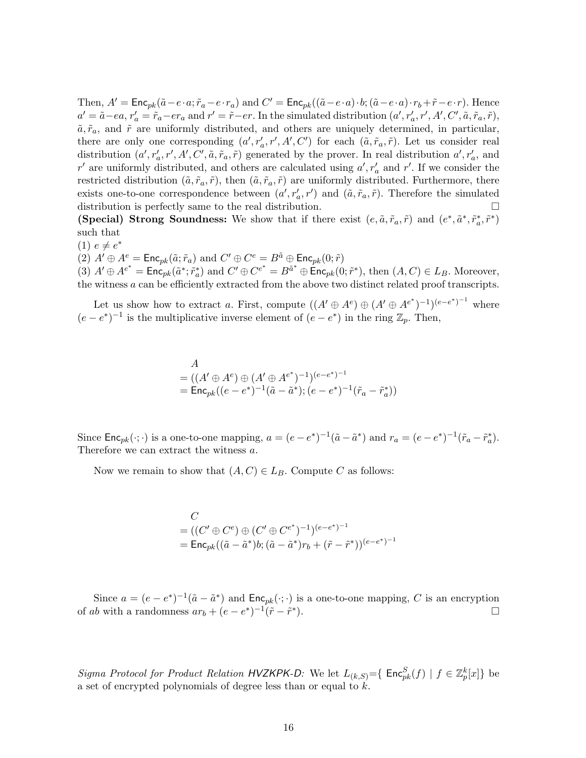Then, $A' = \mathsf{Enc}_{pk}(\tilde{a} - e \cdot a; \tilde{r}_a - e \cdot r_a)$ and $C' = \mathsf{Enc}_{pk}((\tilde{a} - e \cdot a) \cdot b; (\tilde{a} - e \cdot a) \cdot r_b + \tilde{r} - e \cdot r)$. Hence $a' = \tilde{a} - ea$, $r'_a = \tilde{r}_a - er_a$ and $r' = \tilde{r} - er$. In the simulated distribution $(a', r'_a, r', A', C', \tilde{a}, \tilde{r}_a, \tilde{r})$, $\tilde{a}, \tilde{r}_a$, and $\tilde{r}$ are uniformly distributed, and others are uniquely determined, in particular, there are only one corresponding $(a', r'_a, r', A', C')$ for each $(\tilde{a}, \tilde{r}_a, \tilde{r})$. Let us consider real distribution $(a', r'_a, r', A', C', \tilde{a}, \tilde{r}_a, \tilde{r})$ generated by the prover. In real distribution $a', r'_a$, and $r'$ are uniformly distributed, and others are calculated using $a', r'_a$ and $r'$. If we consider the restricted distribution $(\tilde{a}, \tilde{r}_a, \tilde{r})$, then $(\tilde{a}, \tilde{r}_a, \tilde{r})$ are uniformly distributed. Furthermore, there exists one-to-one correspondence between $(a', r'_a, r')$ and $(\tilde{a}, \tilde{r}_a, \tilde{r})$. Therefore the simulated distribution is perfectly same to the real distribution. □

**(Special) Strong Soundness:** We show that if there exist $(e, \tilde{a}, \tilde{r}_a, \tilde{r})$ and $(e^*, \tilde{a}^*, \tilde{r}^*_a, \tilde{r}^*)$ such that

(1) $e \neq e^*$

(2) $A' \oplus A^e = \mathsf{Enc}_{pk}(\tilde{a}; \tilde{r}_a)$ and $C' \oplus C^e = B^{\tilde{a}} \oplus \mathsf{Enc}_{pk}(0; \tilde{r})$

(3) $A' \oplus A^{e^*} = \mathsf{Enc}_{pk}(\tilde{a}^*; \tilde{r}^*_a)$ and $C' \oplus C^{e^*} = B^{\tilde{a}^*} \oplus \mathsf{Enc}_{pk}(0; \tilde{r}^*)$, then $(A, C) \in L_B$. Moreover, the witness $a$ can be efficiently extracted from the above two distinct related proof transcripts.

Let us show how to extract $a$. First, compute $((A' \oplus A^e) \oplus (A' \oplus A^{e^*})^{-1})^{(e-e^*)^{-1}}$ where $(e - e^*)^{-1}$ is the multiplicative inverse element of $(e - e^*)$ in the ring $\mathbb{Z}_p$. Then,

$$
\begin{aligned}
& A \\
&= ((A' \oplus A^e) \oplus (A' \oplus A^{e^*})^{-1})^{(e-e^*)^{-1}} \\
&= \mathsf{Enc}_{pk}((e - e^*)^{-1}(\tilde{a} - \tilde{a}^*); (e - e^*)^{-1}(\tilde{r}_a - \tilde{r}^*_a))
\end{aligned}
$$

Since $\mathsf{Enc}_{pk}(\cdot;\cdot)$ is a one-to-one mapping, $a = (e - e^*)^{-1}(\tilde{a} - \tilde{a}^*)$ and $r_a = (e - e^*)^{-1}(\tilde{r}_a - \tilde{r}^*_a)$. Therefore we can extract the witness $a$.

Now we remain to show that $(A, C) \in L_B$. Compute $C$ as follows:

$$
\begin{aligned}
& C \\
&= ((C' \oplus C^e) \oplus (C' \oplus C^{e^*})^{-1})^{(e-e^*)^{-1}} \\
&= \mathsf{Enc}_{pk}((\tilde{a} - \tilde{a}^*)b; (\tilde{a} - \tilde{a}^*)r_b + (\tilde{r} - \tilde{r}^*))^{(e-e^*)^{-1}}
\end{aligned}
$$

Since $a = (e - e^*)^{-1}(\tilde{a} - \tilde{a}^*)$ and $\mathsf{Enc}_{pk}(\cdot;\cdot)$ is a one-to-one mapping, $C$ is an encryption of $ab$ with a randomness $ar_b + (e - e^*)^{-1}(\tilde{r} - \tilde{r}^*)$. □

*Sigma Protocol for Product Relation HVZKPK-D:* We let $L_{(k,S)} = \{ \mathsf{Enc}^S_{pk}(f) \mid f \in \mathbb{Z}^k_p[x] \}$ be a set of encrypted polynomials of degree less than or equal to $k$.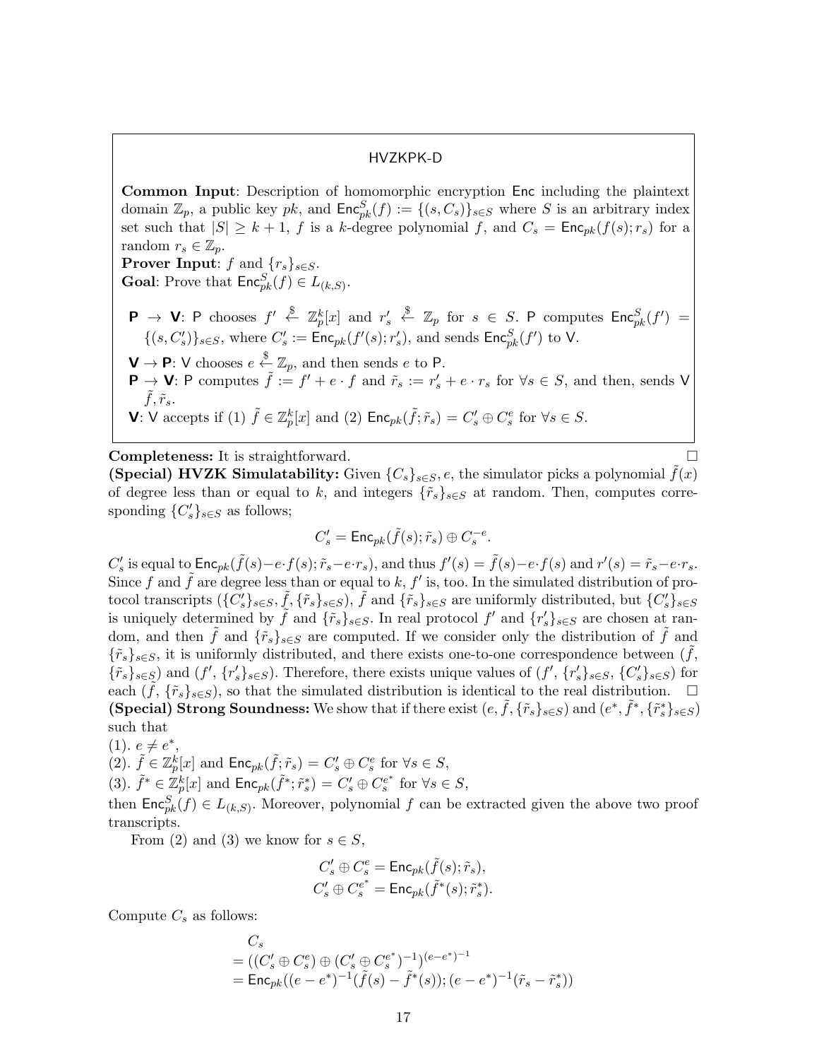**HVZKPK-D**

**Common Input**: Description of homomorphic encryption $\mathsf{Enc}$ including the plaintext domain $\mathbb{Z}_p$, a public key $pk$, and $\mathsf{Enc}^S_{pk}(f) := \{(s, C_s)\}_{s \in S}$ where $S$ is an arbitrary index set such that $|S| \geq k+1$, $f$ is a $k$-degree polynomial $f$, and $C_s = \mathsf{Enc}_{pk}(f(s); r_s)$ for a random $r_s \in \mathbb{Z}_p$.

**Prover Input**: $f$ and $\{r_s\}_{s \in S}$.

**Goal**: Prove that $\mathsf{Enc}^S_{pk}(f) \in L_{(k,S)}$.

- $\mathsf{P} \to \mathsf{V}$: $\mathsf{P}$ chooses $f' \xleftarrow{\$} \mathbb{Z}^k_p[x]$ and $r'_s \xleftarrow{\$} \mathbb{Z}_p$ for $s \in S$. $\mathsf{P}$ computes $\mathsf{Enc}^S_{pk}(f') = \{(s, C'_s)\}_{s \in S}$, where $C'_s := \mathsf{Enc}_{pk}(f'(s); r'_s)$, and sends $\mathsf{Enc}^S_{pk}(f')$ to $\mathsf{V}$.
- $\mathsf{V} \to \mathsf{P}$: $\mathsf{V}$ chooses $e \xleftarrow{\$} \mathbb{Z}_p$, and then sends $e$ to $\mathsf{P}$.
- $\mathsf{P} \to \mathsf{V}$: $\mathsf{P}$ computes $\tilde{f} := f' + e \cdot f$ and $\tilde{r}_s := r'_s + e \cdot r_s$ for $\forall s \in S$, and then, sends $\mathsf{V}$ $\tilde{f}, \tilde{r}_s$.
- $\mathsf{V}$: $\mathsf{V}$ accepts if (1) $\tilde{f} \in \mathbb{Z}^k_p[x]$ and (2) $\mathsf{Enc}_{pk}(\tilde{f}; \tilde{r}_s) = C'_s \oplus C^e_s$ for $\forall s \in S$.

**Completeness:** It is straightforward. □

**(Special) HVZK Simulatability:** Given $\{C_s\}_{s \in S}, e$, the simulator picks a polynomial $\tilde{f}(x)$ of degree less than or equal to $k$, and integers $\{\tilde{r}_s\}_{s \in S}$ at random. Then, computes corresponding $\{C'_s\}_{s \in S}$ as follows;

$$C'_s = \mathsf{Enc}_{pk}(\tilde{f}(s); \tilde{r}_s) \oplus C^{-e}_s.$$

$C'_s$ is equal to $\mathsf{Enc}_{pk}(\tilde{f}(s) - e \cdot f(s); \tilde{r}_s - e \cdot r_s)$, and thus $f'(s) = \tilde{f}(s) - e \cdot f(s)$ and $r'(s) = \tilde{r}_s - e \cdot r_s$. Since $f$ and $\tilde{f}$ are degree less than or equal to $k$, $f'$ is, too. In the simulated distribution of protocol transcripts $(\{C'_s\}_{s \in S}, \tilde{f}, \{\tilde{r}_s\}_{s \in S})$, $\tilde{f}$ and $\{\tilde{r}_s\}_{s \in S}$ are uniformly distributed, but $\{C'_s\}_{s \in S}$ is uniquely determined by $\tilde{f}$ and $\{\tilde{r}_s\}_{s \in S}$. In real protocol $f'$ and $\{r'_s\}_{s \in S}$ are chosen at random, and then $\tilde{f}$ and $\{\tilde{r}_s\}_{s \in S}$ are computed. If we consider only the distribution of $\tilde{f}$ and $\{\tilde{r}_s\}_{s \in S}$, it is uniformly distributed, and there exists one-to-one correspondence between ($\tilde{f}$, $\{\tilde{r}_s\}_{s \in S}$) and ($f'$, $\{r'_s\}_{s \in S}$). Therefore, there exists unique values of ($f'$, $\{r'_s\}_{s \in S}$, $\{C'_s\}_{s \in S}$) for each ($\tilde{f}$, $\{\tilde{r}_s\}_{s \in S}$), so that the simulated distribution is identical to the real distribution. □

**(Special) Strong Soundness:** We show that if there exist $(e, \tilde{f}, \{\tilde{r}_s\}_{s \in S})$ and $(e^*, \tilde{f}^*, \{\tilde{r}^*_s\}_{s \in S})$ such that

(1). $e \neq e^*$,
(2). $\tilde{f} \in \mathbb{Z}^k_p[x]$ and $\mathsf{Enc}_{pk}(\tilde{f}; \tilde{r}_s) = C'_s \oplus C^e_s$ for $\forall s \in S$,
(3). $\tilde{f}^* \in \mathbb{Z}^k_p[x]$ and $\mathsf{Enc}_{pk}(\tilde{f}^*; \tilde{r}^*_s) = C'_s \oplus C^{e^*}_s$ for $\forall s \in S$,

then $\mathsf{Enc}^S_{pk}(f) \in L_{(k,S)}$. Moreover, polynomial $f$ can be extracted given the above two proof transcripts.

From (2) and (3) we know for $s \in S$,

$$C'_s \oplus C^e_s = \mathsf{Enc}_{pk}(\tilde{f}(s); \tilde{r}_s),$$
$$C'_s \oplus C^{e^*}_s = \mathsf{Enc}_{pk}(\tilde{f}^*(s); \tilde{r}^*_s).$$

Compute $C_s$ as follows:

$$\begin{aligned}
& C_s \\
&= ((C'_s \oplus C^e_s) \oplus (C'_s \oplus C^{e^*}_s)^{-1})^{(e-e^*)^{-1}} \\
&= \mathsf{Enc}_{pk}((e-e^*)^{-1}(\tilde{f}(s) - \tilde{f}^*(s)); (e-e^*)^{-1}(\tilde{r}_s - \tilde{r}^*_s))
\end{aligned}$$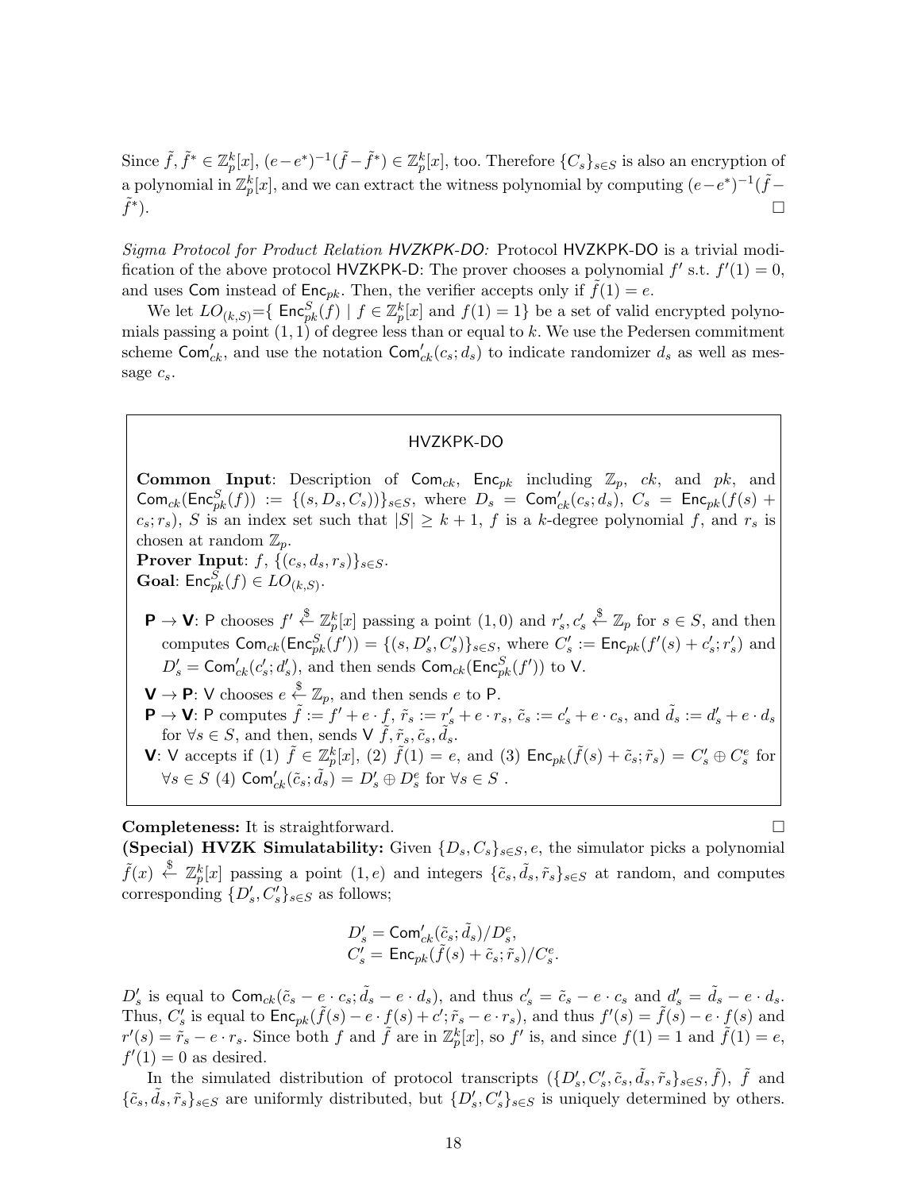Since $\tilde{f}, \tilde{f}^* \in \mathbb{Z}_p^k[x]$, $(e-e^*)^{-1}(\tilde{f}-\tilde{f}^*) \in \mathbb{Z}_p^k[x]$, too. Therefore $\{C_s\}_{s\in S}$ is also an encryption of a polynomial in $\mathbb{Z}_p^k[x]$, and we can extract the witness polynomial by computing $(e-e^*)^{-1}(\tilde{f}-\tilde{f}^*)$. □

*Sigma Protocol for Product Relation HVZKPK-DO:* Protocol HVZKPK-DO is a trivial modification of the above protocol HVZKPK-D: The prover chooses a polynomial $f'$ s.t. $f'(1) = 0$, and uses Com instead of $\mathsf{Enc}_{pk}$. Then, the verifier accepts only if $\tilde{f}(1) = e$.

We let $LO_{(k,S)}$=$\{\ \mathsf{Enc}^S_{pk}(f) \mid f \in \mathbb{Z}_p^k[x]$ and $f(1) = 1\}$ be a set of valid encrypted polynomials passing a point $(1, 1)$ of degree less than or equal to $k$. We use the Pedersen commitment scheme $\mathsf{Com}'_{ck}$, and use the notation $\mathsf{Com}'_{ck}(c_s; d_s)$ to indicate randomizer $d_s$ as well as message $c_s$.

---

**HVZKPK-DO**

**Common Input**: Description of $\mathsf{Com}_{ck}$, $\mathsf{Enc}_{pk}$ including $\mathbb{Z}_p$, $ck$, and $pk$, and $\mathsf{Com}_{ck}(\mathsf{Enc}^S_{pk}(f)) := \{(s, D_s, C_s))\}_{s\in S}$, where $D_s = \mathsf{Com}'_{ck}(c_s; d_s)$, $C_s = \mathsf{Enc}_{pk}(f(s) + c_s; r_s)$, $S$ is an index set such that $|S| \geq k+1$, $f$ is a $k$-degree polynomial $f$, and $r_s$ is chosen at random $\mathbb{Z}_p$.
**Prover Input**: $f$, $\{(c_s, d_s, r_s)\}_{s\in S}$.
**Goal**: $\mathsf{Enc}^S_{pk}(f) \in LO_{(k,S)}$.

- $\mathbf{P} \to \mathbf{V}$: P chooses $f' \xleftarrow{\$} \mathbb{Z}_p^k[x]$ passing a point $(1, 0)$ and $r'_s, c'_s \xleftarrow{\$} \mathbb{Z}_p$ for $s \in S$, and then computes $\mathsf{Com}_{ck}(\mathsf{Enc}^S_{pk}(f')) = \{(s, D'_s, C'_s)\}_{s\in S}$, where $C'_s := \mathsf{Enc}_{pk}(f'(s) + c'_s; r'_s)$ and $D'_s = \mathsf{Com}'_{ck}(c'_s; d'_s)$, and then sends $\mathsf{Com}_{ck}(\mathsf{Enc}^S_{pk}(f'))$ to V.
- $\mathbf{V} \to \mathbf{P}$: V chooses $e \xleftarrow{\$} \mathbb{Z}_p$, and then sends $e$ to P.
- $\mathbf{P} \to \mathbf{V}$: P computes $\tilde{f} := f' + e \cdot f$, $\tilde{r}_s := r'_s + e \cdot r_s$, $\tilde{c}_s := c'_s + e \cdot c_s$, and $\tilde{d}_s := d'_s + e \cdot d_s$ for $\forall s \in S$, and then, sends V $\tilde{f}, \tilde{r}_s, \tilde{c}_s, \tilde{d}_s$.
- $\mathbf{V}$: V accepts if (1) $\tilde{f} \in \mathbb{Z}_p^k[x]$, (2) $\tilde{f}(1) = e$, and (3) $\mathsf{Enc}_{pk}(\tilde{f}(s) + \tilde{c}_s; \tilde{r}_s) = C'_s \oplus C^e_s$ for $\forall s \in S$ (4) $\mathsf{Com}'_{ck}(\tilde{c}_s; \tilde{d}_s) = D'_s \oplus D^e_s$ for $\forall s \in S$ .

---

**Completeness:** It is straightforward. □
**(Special) HVZK Simulatability:** Given $\{D_s, C_s\}_{s\in S}, e$, the simulator picks a polynomial $\tilde{f}(x) \xleftarrow{\$} \mathbb{Z}_p^k[x]$ passing a point $(1, e)$ and integers $\{\tilde{c}_s, \tilde{d}_s, \tilde{r}_s\}_{s\in S}$ at random, and computes corresponding $\{D'_s, C'_s\}_{s\in S}$ as follows;

$$D'_s = \mathsf{Com}'_{ck}(\tilde{c}_s; \tilde{d}_s)/D^e_s,$$
$$C'_s = \mathsf{Enc}_{pk}(\tilde{f}(s) + \tilde{c}_s; \tilde{r}_s)/C^e_s.$$

$D'_s$ is equal to $\mathsf{Com}_{ck}(\tilde{c}_s - e \cdot c_s; \tilde{d}_s - e \cdot d_s)$, and thus $c'_s = \tilde{c}_s - e \cdot c_s$ and $d'_s = \tilde{d}_s - e \cdot d_s$. Thus, $C'_s$ is equal to $\mathsf{Enc}_{pk}(\tilde{f}(s) - e \cdot f(s) + c'; \tilde{r}_s - e \cdot r_s)$, and thus $f'(s) = \tilde{f}(s) - e \cdot f(s)$ and $r'(s) = \tilde{r}_s - e \cdot r_s$. Since both $f$ and $\tilde{f}$ are in $\mathbb{Z}_p^k[x]$, so $f'$ is, and since $f(1) = 1$ and $\tilde{f}(1) = e$, $f'(1) = 0$ as desired.

In the simulated distribution of protocol transcripts $(\{D'_s, C'_s, \tilde{c}_s, \tilde{d}_s, \tilde{r}_s\}_{s\in S}, \tilde{f})$, $\tilde{f}$ and $\{\tilde{c}_s, \tilde{d}_s, \tilde{r}_s\}_{s\in S}$ are uniformly distributed, but $\{D'_s, C'_s\}_{s\in S}$ is uniquely determined by others.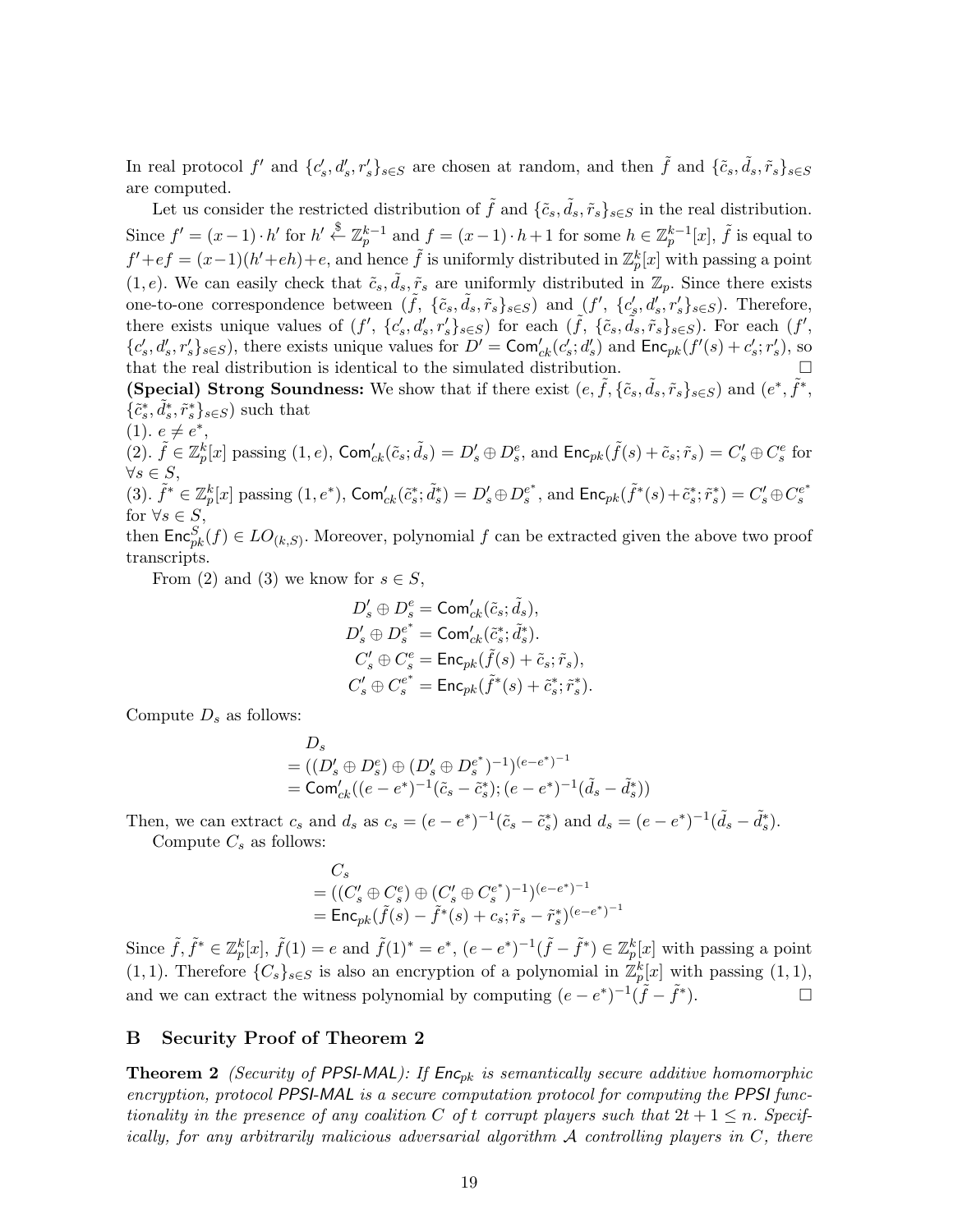In real protocol $f'$ and $\{c'_s, d'_s, r'_s\}_{s\in S}$ are chosen at random, and then $\tilde{f}$ and $\{\tilde{c}_s, \tilde{d}_s, \tilde{r}_s\}_{s\in S}$ are computed.

Let us consider the restricted distribution of $\tilde{f}$ and $\{\tilde{c}_s, \tilde{d}_s, \tilde{r}_s\}_{s\in S}$ in the real distribution. Since $f' = (x-1)\cdot h'$ for $h' \xleftarrow{\$} \mathbb{Z}_p^{k-1}$ and $f = (x-1)\cdot h + 1$ for some $h \in \mathbb{Z}_p^{k-1}[x]$, $\tilde{f}$ is equal to $f' + ef = (x-1)(h' + eh) + e$, and hence $\tilde{f}$ is uniformly distributed in $\mathbb{Z}_p^k[x]$ with passing a point $(1, e)$. We can easily check that $\tilde{c}_s, \tilde{d}_s, \tilde{r}_s$ are uniformly distributed in $\mathbb{Z}_p$. Since there exists one-to-one correspondence between $(\tilde{f}, \{\tilde{c}_s, \tilde{d}_s, \tilde{r}_s\}_{s\in S})$ and $(f', \{c'_s, d'_s, r'_s\}_{s\in S})$. Therefore, there exists unique values of $(f', \{c'_s, d'_s, r'_s\}_{s\in S})$ for each $(\tilde{f}, \{\tilde{c}_s, \tilde{d}_s, \tilde{r}_s\}_{s\in S})$. For each $(f', \{c'_s, d'_s, r'_s\}_{s\in S})$, there exists unique values for $D' = \mathsf{Com}'_{ck}(c'_s; d'_s)$ and $\mathsf{Enc}_{pk}(f'(s) + c'_s; r'_s)$, so that the real distribution is identical to the simulated distribution. □

**(Special) Strong Soundness:** We show that if there exist $(e, \tilde{f}, \{\tilde{c}_s, \tilde{d}_s, \tilde{r}_s\}_{s\in S})$ and $(e^*, \tilde{f}^*, \{\tilde{c}^*_s, \tilde{d}^*_s, \tilde{r}^*_s\}_{s\in S})$ such that

(1). $e \neq e^*$,

(2). $\tilde{f} \in \mathbb{Z}_p^k[x]$ passing $(1, e)$, $\mathsf{Com}'_{ck}(\tilde{c}_s; \tilde{d}_s) = D'_s \oplus D^e_s$, and $\mathsf{Enc}_{pk}(\tilde{f}(s) + \tilde{c}_s; \tilde{r}_s) = C'_s \oplus C^e_s$ for $\forall s \in S$,

(3). $\tilde{f}^* \in \mathbb{Z}_p^k[x]$ passing $(1, e^*)$, $\mathsf{Com}'_{ck}(\tilde{c}^*_s; \tilde{d}^*_s) = D'_s \oplus D^{e^*}_s$, and $\mathsf{Enc}_{pk}(\tilde{f}^*(s) + \tilde{c}^*_s; \tilde{r}^*_s) = C'_s \oplus C^{e^*}_s$ for $\forall s \in S$,

then $\mathsf{Enc}^S_{pk}(f) \in LO_{(k,S)}$. Moreover, polynomial $f$ can be extracted given the above two proof transcripts.

From (2) and (3) we know for $s \in S$,

$$
\begin{aligned}
D'_s \oplus D^e_s &= \mathsf{Com}'_{ck}(\tilde{c}_s; \tilde{d}_s), \\
D'_s \oplus D^{e^*}_s &= \mathsf{Com}'_{ck}(\tilde{c}^*_s; \tilde{d}^*_s). \\
C'_s \oplus C^e_s &= \mathsf{Enc}_{pk}(\tilde{f}(s) + \tilde{c}_s; \tilde{r}_s), \\
C'_s \oplus C^{e^*}_s &= \mathsf{Enc}_{pk}(\tilde{f}^*(s) + \tilde{c}^*_s; \tilde{r}^*_s).
\end{aligned}
$$

Compute $D_s$ as follows:

$$
\begin{aligned}
& D_s \\
&= ((D'_s \oplus D^e_s) \oplus (D'_s \oplus D^{e^*}_s)^{-1})^{(e-e^*)^{-1}} \\
&= \mathsf{Com}'_{ck}((e-e^*)^{-1}(\tilde{c}_s - \tilde{c}^*_s); (e-e^*)^{-1}(\tilde{d}_s - \tilde{d}^*_s))
\end{aligned}
$$

Then, we can extract $c_s$ and $d_s$ as $c_s = (e-e^*)^{-1}(\tilde{c}_s - \tilde{c}^*_s)$ and $d_s = (e-e^*)^{-1}(\tilde{d}_s - \tilde{d}^*_s)$.

Compute $C_s$ as follows:

$$
\begin{aligned}
& C_s \\
&= ((C'_s \oplus C^e_s) \oplus (C'_s \oplus C^{e^*}_s)^{-1})^{(e-e^*)^{-1}} \\
&= \mathsf{Enc}_{pk}(\tilde{f}(s) - \tilde{f}^*(s) + c_s; \tilde{r}_s - \tilde{r}^*_s)^{(e-e^*)^{-1}}
\end{aligned}
$$

Since $\tilde{f}, \tilde{f}^* \in \mathbb{Z}_p^k[x]$, $\tilde{f}(1) = e$ and $\tilde{f}(1)^* = e^*$, $(e-e^*)^{-1}(\tilde{f} - \tilde{f}^*) \in \mathbb{Z}_p^k[x]$ with passing a point $(1, 1)$. Therefore $\{C_s\}_{s\in S}$ is also an encryption of a polynomial in $\mathbb{Z}_p^k[x]$ with passing $(1, 1)$, and we can extract the witness polynomial by computing $(e-e^*)^{-1}(\tilde{f} - \tilde{f}^*)$. □

## B Security Proof of Theorem 2

**Theorem 2** *(Security of PPSI-MAL): If $\mathsf{Enc}_{pk}$ is semantically secure additive homomorphic encryption, protocol PPSI-MAL is a secure computation protocol for computing the PPSI functionality in the presence of any coalition $C$ of $t$ corrupt players such that $2t + 1 \leq n$. Specifically, for any arbitrarily malicious adversarial algorithm $\mathcal{A}$ controlling players in $C$, there*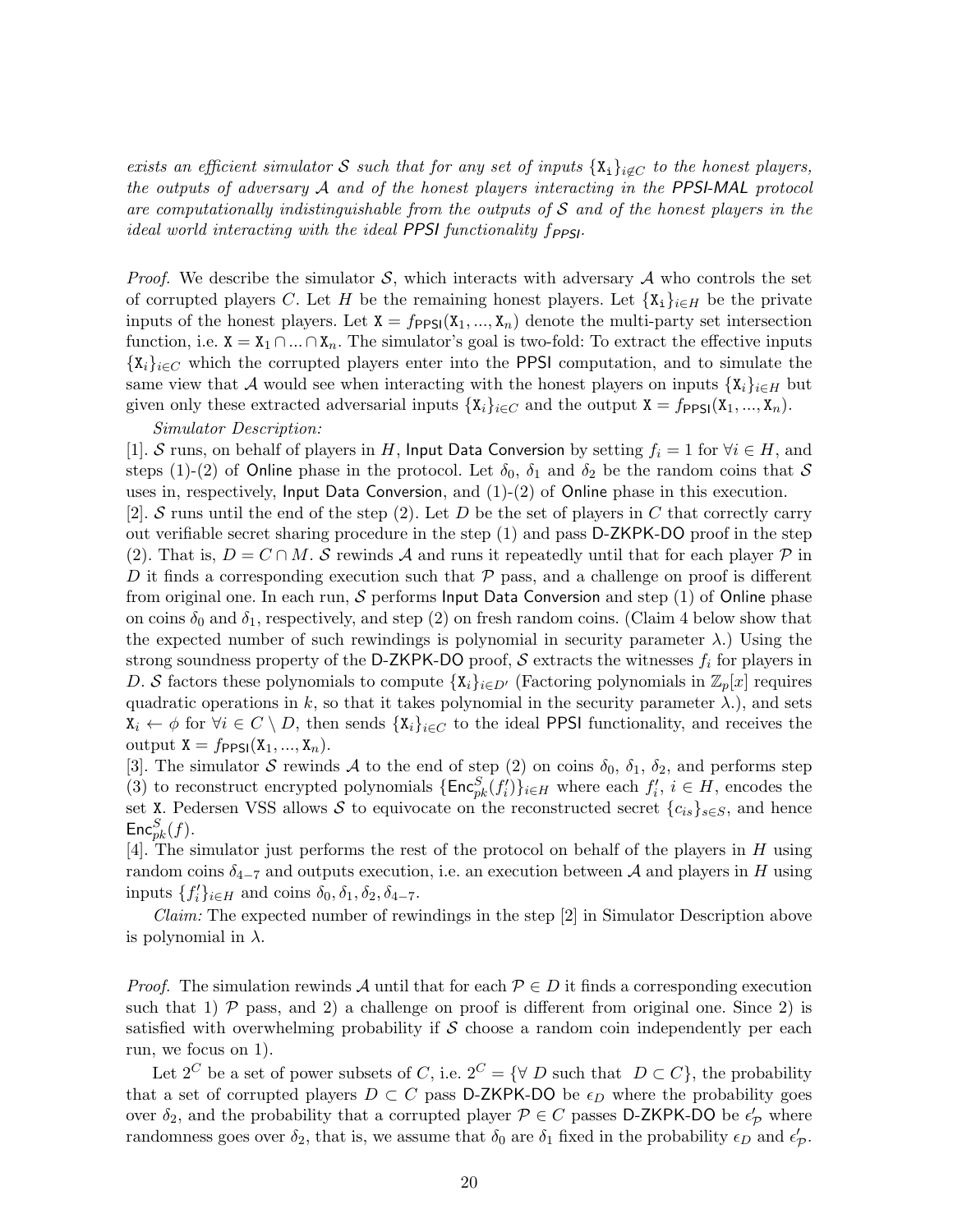*exists an efficient simulator $\mathcal{S}$ such that for any set of inputs $\{\mathtt{X}_i\}_{i \notin C}$ to the honest players, the outputs of adversary $\mathcal{A}$ and of the honest players interacting in the PPSI-MAL protocol are computationally indistinguishable from the outputs of $\mathcal{S}$ and of the honest players in the ideal world interacting with the ideal PPSI functionality $f_{PPSI}$.*

*Proof.* We describe the simulator $\mathcal{S}$, which interacts with adversary $\mathcal{A}$ who controls the set of corrupted players $C$. Let $H$ be the remaining honest players. Let $\{\mathtt{X}_i\}_{i \in H}$ be the private inputs of the honest players. Let $\mathtt{X} = f_{\mathsf{PPSI}}(\mathtt{X}_1, ..., \mathtt{X}_n)$ denote the multi-party set intersection function, i.e. $\mathtt{X} = \mathtt{X}_1 \cap ... \cap \mathtt{X}_n$. The simulator's goal is two-fold: To extract the effective inputs $\{\mathtt{X}_i\}_{i \in C}$ which the corrupted players enter into the PPSI computation, and to simulate the same view that $\mathcal{A}$ would see when interacting with the honest players on inputs $\{\mathtt{X}_i\}_{i \in H}$ but given only these extracted adversarial inputs $\{\mathtt{X}_i\}_{i \in C}$ and the output $\mathtt{X} = f_{\mathsf{PPSI}}(\mathtt{X}_1, ..., \mathtt{X}_n)$.

*Simulator Description:*

[1]. $\mathcal{S}$ runs, on behalf of players in $H$, Input Data Conversion by setting $f_i = 1$ for $\forall i \in H$, and steps (1)-(2) of Online phase in the protocol. Let $\delta_0$, $\delta_1$ and $\delta_2$ be the random coins that $\mathcal{S}$ uses in, respectively, Input Data Conversion, and (1)-(2) of Online phase in this execution.

[2]. $\mathcal{S}$ runs until the end of the step (2). Let $D$ be the set of players in $C$ that correctly carry out verifiable secret sharing procedure in the step (1) and pass D-ZKPK-DO proof in the step (2). That is, $D = C \cap M$. $\mathcal{S}$ rewinds $\mathcal{A}$ and runs it repeatedly until that for each player $\mathcal{P}$ in $D$ it finds a corresponding execution such that $\mathcal{P}$ pass, and a challenge on proof is different from original one. In each run, $\mathcal{S}$ performs Input Data Conversion and step (1) of Online phase on coins $\delta_0$ and $\delta_1$, respectively, and step (2) on fresh random coins. (Claim 4 below show that the expected number of such rewindings is polynomial in security parameter $\lambda$.) Using the strong soundness property of the D-ZKPK-DO proof, $\mathcal{S}$ extracts the witnesses $f_i$ for players in $D$. $\mathcal{S}$ factors these polynomials to compute $\{\mathtt{X}_i\}_{i \in D'}$ (Factoring polynomials in $\mathbb{Z}_p[x]$ requires quadratic operations in $k$, so that it takes polynomial in the security parameter $\lambda$.), and sets $\mathtt{X}_i \leftarrow \phi$ for $\forall i \in C \setminus D$, then sends $\{\mathtt{X}_i\}_{i \in C}$ to the ideal PPSI functionality, and receives the output $\mathtt{X} = f_{\mathsf{PPSI}}(\mathtt{X}_1, ..., \mathtt{X}_n)$.

[3]. The simulator $\mathcal{S}$ rewinds $\mathcal{A}$ to the end of step (2) on coins $\delta_0$, $\delta_1$, $\delta_2$, and performs step (3) to reconstruct encrypted polynomials $\{\mathsf{Enc}^S_{pk}(f'_i)\}_{i \in H}$ where each $f'_i$, $i \in H$, encodes the set $\mathtt{X}$. Pedersen VSS allows $\mathcal{S}$ to equivocate on the reconstructed secret $\{c_{is}\}_{s \in S}$, and hence $\mathsf{Enc}^S_{pk}(f)$.

[4]. The simulator just performs the rest of the protocol on behalf of the players in $H$ using random coins $\delta_{4-7}$ and outputs execution, i.e. an execution between $\mathcal{A}$ and players in $H$ using inputs $\{f'_i\}_{i \in H}$ and coins $\delta_0, \delta_1, \delta_2, \delta_{4-7}$.

*Claim:* The expected number of rewindings in the step [2] in Simulator Description above is polynomial in $\lambda$.

*Proof.* The simulation rewinds $\mathcal{A}$ until that for each $\mathcal{P} \in D$ it finds a corresponding execution such that 1) $\mathcal{P}$ pass, and 2) a challenge on proof is different from original one. Since 2) is satisfied with overwhelming probability if $\mathcal{S}$ choose a random coin independently per each run, we focus on 1).

Let $2^C$ be a set of power subsets of $C$, i.e. $2^C = \{\forall\ D \text{ such that } D \subset C\}$, the probability that a set of corrupted players $D \subset C$ pass D-ZKPK-DO be $\epsilon_D$ where the probability goes over $\delta_2$, and the probability that a corrupted player $\mathcal{P} \in C$ passes D-ZKPK-DO be $\epsilon'_{\mathcal{P}}$ where randomness goes over $\delta_2$, that is, we assume that $\delta_0$ are $\delta_1$ fixed in the probability $\epsilon_D$ and $\epsilon'_{\mathcal{P}}$.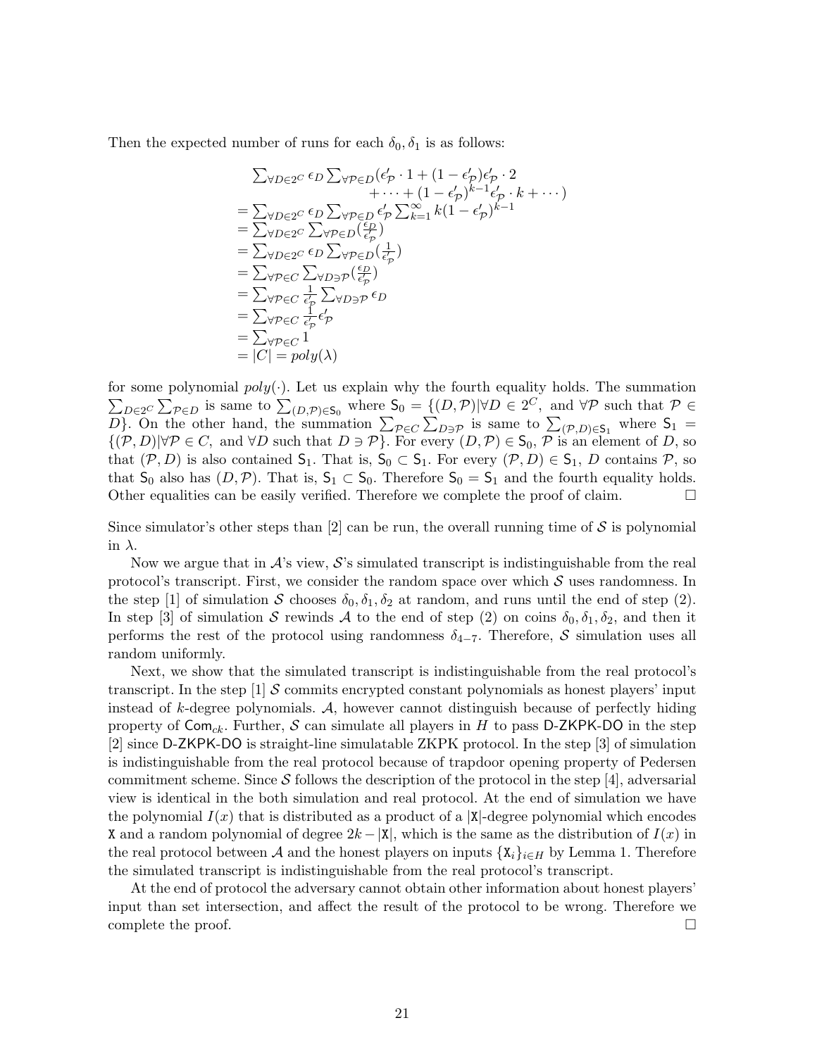Then the expected number of runs for each $\delta_0, \delta_1$ is as follows:

$$
\begin{aligned}
&\sum_{\forall D \in 2^C} \epsilon_D \sum_{\forall \mathcal{P} \in D} (\epsilon'_{\mathcal{P}} \cdot 1 + (1-\epsilon'_{\mathcal{P}})\epsilon'_{\mathcal{P}} \cdot 2 \\
&\qquad\qquad + \cdots + (1-\epsilon'_{\mathcal{P}})^{k-1}\epsilon'_{\mathcal{P}} \cdot k + \cdots) \\
&= \sum_{\forall D \in 2^C} \epsilon_D \sum_{\forall \mathcal{P} \in D} \epsilon'_{\mathcal{P}} \sum_{k=1}^{\infty} k(1-\epsilon'_{\mathcal{P}})^{k-1} \\
&= \sum_{\forall D \in 2^C} \sum_{\forall \mathcal{P} \in D} (\frac{\epsilon_D}{\epsilon'_{\mathcal{P}}}) \\
&= \sum_{\forall D \in 2^C} \epsilon_D \sum_{\forall \mathcal{P} \in D} (\frac{1}{\epsilon'_{\mathcal{P}}}) \\
&= \sum_{\forall \mathcal{P} \in C} \sum_{\forall D \ni \mathcal{P}} (\frac{\epsilon_D}{\epsilon'_{\mathcal{P}}}) \\
&= \sum_{\forall \mathcal{P} \in C} \frac{1}{\epsilon'_{\mathcal{P}}} \sum_{\forall D \ni \mathcal{P}} \epsilon_D \\
&= \sum_{\forall \mathcal{P} \in C} \frac{1}{\epsilon'_{\mathcal{P}}} \epsilon'_{\mathcal{P}} \\
&= \sum_{\forall \mathcal{P} \in C} 1 \\
&= |C| = poly(\lambda)
\end{aligned}
$$

for some polynomial $poly(\cdot)$. Let us explain why the fourth equality holds. The summation $\sum_{D \in 2^C} \sum_{\mathcal{P} \in D}$ is same to $\sum_{(D,\mathcal{P}) \in \mathsf{S}_0}$ where $\mathsf{S}_0 = \{(D, \mathcal{P}) | \forall D \in 2^C,$ and $\forall \mathcal{P}$ such that $\mathcal{P} \in D\}$. On the other hand, the summation $\sum_{\mathcal{P} \in C} \sum_{D \ni \mathcal{P}}$ is same to $\sum_{(\mathcal{P},D) \in \mathsf{S}_1}$ where $\mathsf{S}_1 = \{(\mathcal{P}, D) | \forall \mathcal{P} \in C,$ and $\forall D$ such that $D \ni \mathcal{P}\}$. For every $(D, \mathcal{P}) \in \mathsf{S}_0$, $\mathcal{P}$ is an element of $D$, so that $(\mathcal{P}, D)$ is also contained $\mathsf{S}_1$. That is, $\mathsf{S}_0 \subset \mathsf{S}_1$. For every $(\mathcal{P}, D) \in \mathsf{S}_1$, $D$ contains $\mathcal{P}$, so that $\mathsf{S}_0$ also has $(D, \mathcal{P})$. That is, $\mathsf{S}_1 \subset \mathsf{S}_0$. Therefore $\mathsf{S}_0 = \mathsf{S}_1$ and the fourth equality holds. Other equalities can be easily verified. Therefore we complete the proof of claim. □

Since simulator's other steps than [2] can be run, the overall running time of $\mathcal{S}$ is polynomial in $\lambda$.

Now we argue that in $\mathcal{A}$'s view, $\mathcal{S}$'s simulated transcript is indistinguishable from the real protocol's transcript. First, we consider the random space over which $\mathcal{S}$ uses randomness. In the step [1] of simulation $\mathcal{S}$ chooses $\delta_0, \delta_1, \delta_2$ at random, and runs until the end of step (2). In step [3] of simulation $\mathcal{S}$ rewinds $\mathcal{A}$ to the end of step (2) on coins $\delta_0, \delta_1, \delta_2$, and then it performs the rest of the protocol using randomness $\delta_{4-7}$. Therefore, $\mathcal{S}$ simulation uses all random uniformly.

Next, we show that the simulated transcript is indistinguishable from the real protocol's transcript. In the step [1] $\mathcal{S}$ commits encrypted constant polynomials as honest players' input instead of $k$-degree polynomials. $\mathcal{A}$, however cannot distinguish because of perfectly hiding property of $\mathsf{Com}_{ck}$. Further, $\mathcal{S}$ can simulate all players in $H$ to pass D-ZKPK-DO in the step [2] since D-ZKPK-DO is straight-line simulatable ZKPK protocol. In the step [3] of simulation is indistinguishable from the real protocol because of trapdoor opening property of Pedersen commitment scheme. Since $\mathcal{S}$ follows the description of the protocol in the step [4], adversarial view is identical in the both simulation and real protocol. At the end of simulation we have the polynomial $I(x)$ that is distributed as a product of a $|\mathtt{X}|$-degree polynomial which encodes $\mathtt{X}$ and a random polynomial of degree $2k - |\mathtt{X}|$, which is the same as the distribution of $I(x)$ in the real protocol between $\mathcal{A}$ and the honest players on inputs $\{\mathtt{X}_i\}_{i \in H}$ by Lemma 1. Therefore the simulated transcript is indistinguishable from the real protocol's transcript.

At the end of protocol the adversary cannot obtain other information about honest players' input than set intersection, and affect the result of the protocol to be wrong. Therefore we complete the proof. □